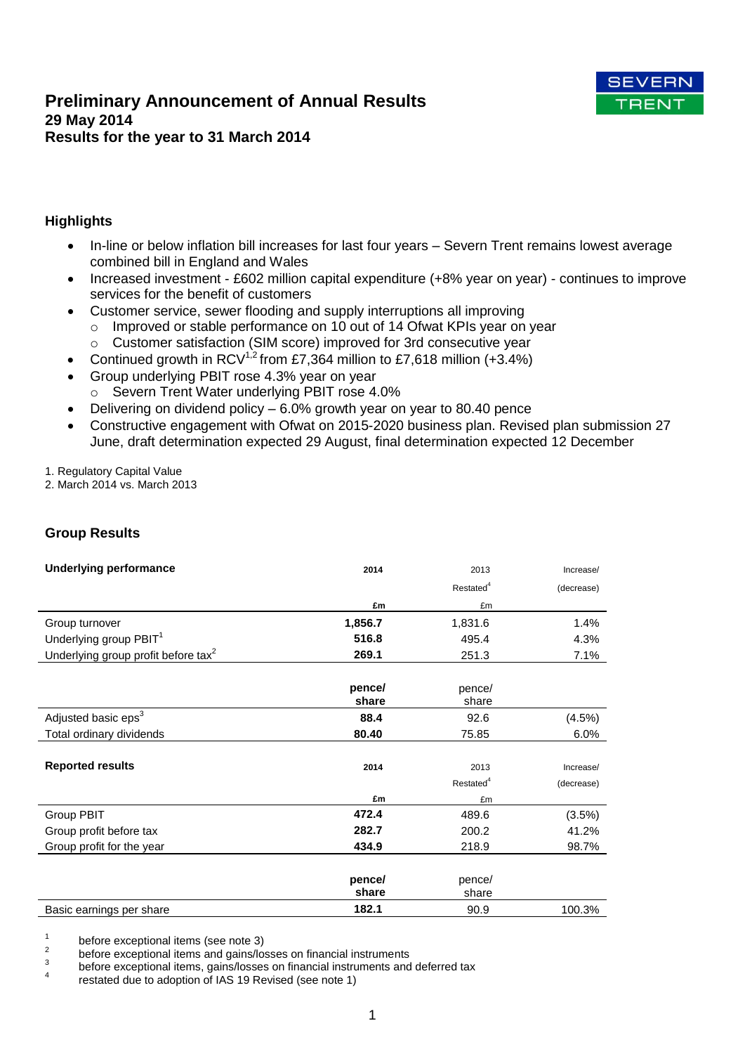SEVERN TRENT

# Preliminary Announcement of Annual Results
## 29 May 2014
## Results for the year to 31 March 2014

### Highlights

- In-line or below inflation bill increases for last four years – Severn Trent remains lowest average combined bill in England and Wales
- Increased investment - £602 million capital expenditure (+8% year on year) - continues to improve services for the benefit of customers
- Customer service, sewer flooding and supply interruptions all improving
  - Improved or stable performance on 10 out of 14 Ofwat KPIs year on year
  - Customer satisfaction (SIM score) improved for 3rd consecutive year
- Continued growth in RCV[1,2] from £7,364 million to £7,618 million (+3.4%)
- Group underlying PBIT rose 4.3% year on year
  - Severn Trent Water underlying PBIT rose 4.0%
- Delivering on dividend policy – 6.0% growth year on year to 80.40 pence
- Constructive engagement with Ofwat on 2015-2020 business plan. Revised plan submission 27 June, draft determination expected 29 August, final determination expected 12 December

1. Regulatory Capital Value
2. March 2014 vs. March 2013

### Group Results

| **Underlying performance** | **2014** | 2013 Restated[4] | Increase/ (decrease) |
|---|---|---|---|
| | **£m** | £m | |
| Group turnover | **1,856.7** | 1,831.6 | 1.4% |
| Underlying group PBIT[1] | **516.8** | 495.4 | 4.3% |
| Underlying group profit before tax[2] | **269.1** | 251.3 | 7.1% |
| | **pence/ share** | pence/ share | |
| Adjusted basic eps[3] | **88.4** | 92.6 | (4.5%) |
| Total ordinary dividends | **80.40** | 75.85 | 6.0% |

| **Reported results** | **2014** | 2013 Restated[4] | Increase/ (decrease) |
|---|---|---|---|
| | **£m** | £m | |
| Group PBIT | **472.4** | 489.6 | (3.5%) |
| Group profit before tax | **282.7** | 200.2 | 41.2% |
| Group profit for the year | **434.9** | 218.9 | 98.7% |
| | **pence/ share** | pence/ share | |
| Basic earnings per share | **182.1** | 90.9 | 100.3% |

1 before exceptional items (see note 3)
2 before exceptional items and gains/losses on financial instruments
3 before exceptional items, gains/losses on financial instruments and deferred tax
4 restated due to adoption of IAS 19 Revised (see note 1)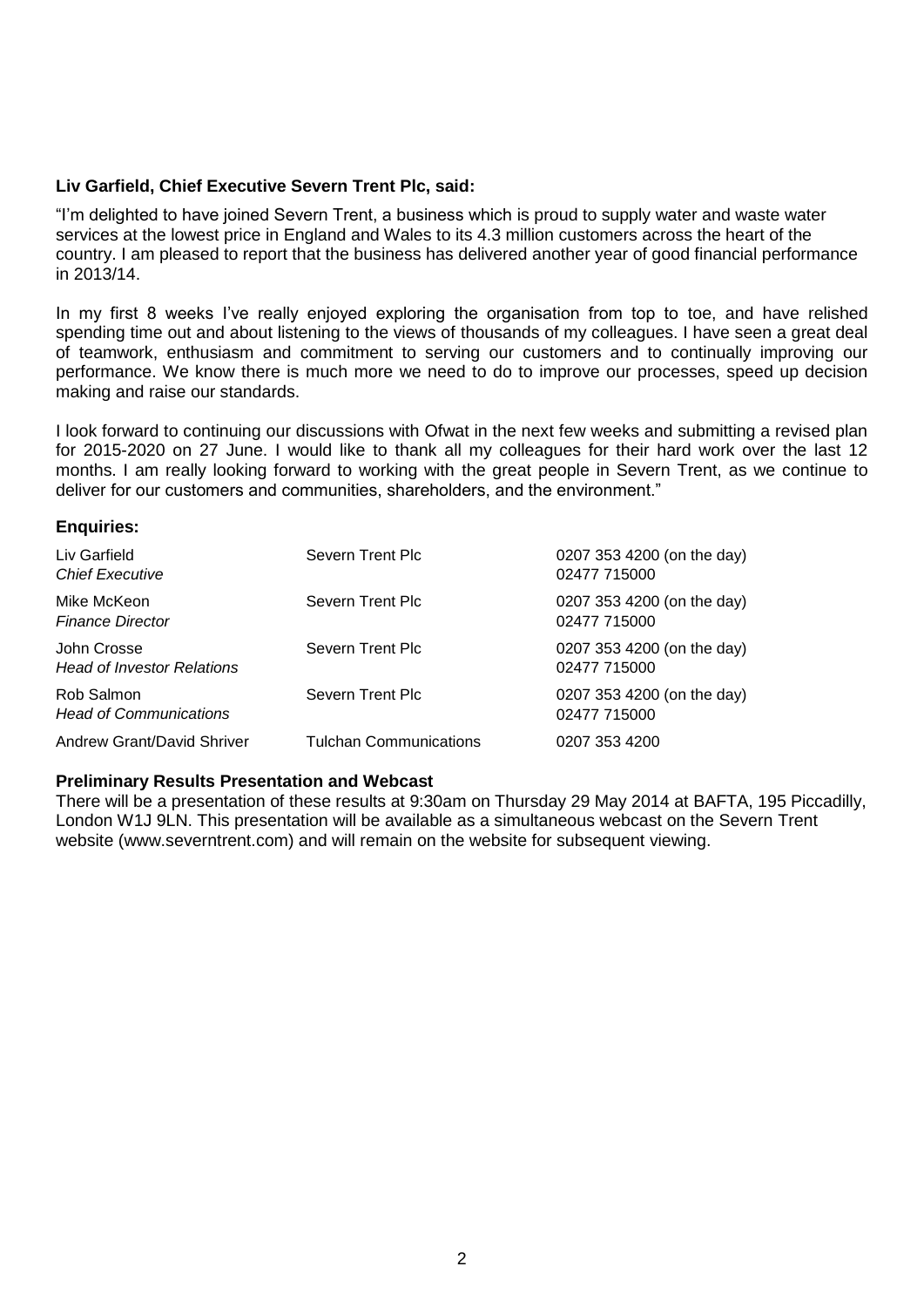**Liv Garfield, Chief Executive Severn Trent Plc, said:**

"I'm delighted to have joined Severn Trent, a business which is proud to supply water and waste water services at the lowest price in England and Wales to its 4.3 million customers across the heart of the country. I am pleased to report that the business has delivered another year of good financial performance in 2013/14.

In my first 8 weeks I've really enjoyed exploring the organisation from top to toe, and have relished spending time out and about listening to the views of thousands of my colleagues. I have seen a great deal of teamwork, enthusiasm and commitment to serving our customers and to continually improving our performance. We know there is much more we need to do to improve our processes, speed up decision making and raise our standards.

I look forward to continuing our discussions with Ofwat in the next few weeks and submitting a revised plan for 2015-2020 on 27 June. I would like to thank all my colleagues for their hard work over the last 12 months. I am really looking forward to working with the great people in Severn Trent, as we continue to deliver for our customers and communities, shareholders, and the environment."

**Enquiries:**

| | | |
|---|---|---|
| Liv Garfield<br>*Chief Executive* | Severn Trent Plc | 0207 353 4200 (on the day)<br>02477 715000 |
| Mike McKeon<br>*Finance Director* | Severn Trent Plc | 0207 353 4200 (on the day)<br>02477 715000 |
| John Crosse<br>*Head of Investor Relations* | Severn Trent Plc | 0207 353 4200 (on the day)<br>02477 715000 |
| Rob Salmon<br>*Head of Communications* | Severn Trent Plc | 0207 353 4200 (on the day)<br>02477 715000 |
| Andrew Grant/David Shriver | Tulchan Communications | 0207 353 4200 |

**Preliminary Results Presentation and Webcast**

There will be a presentation of these results at 9:30am on Thursday 29 May 2014 at BAFTA, 195 Piccadilly, London W1J 9LN. This presentation will be available as a simultaneous webcast on the Severn Trent website (www.severntrent.com) and will remain on the website for subsequent viewing.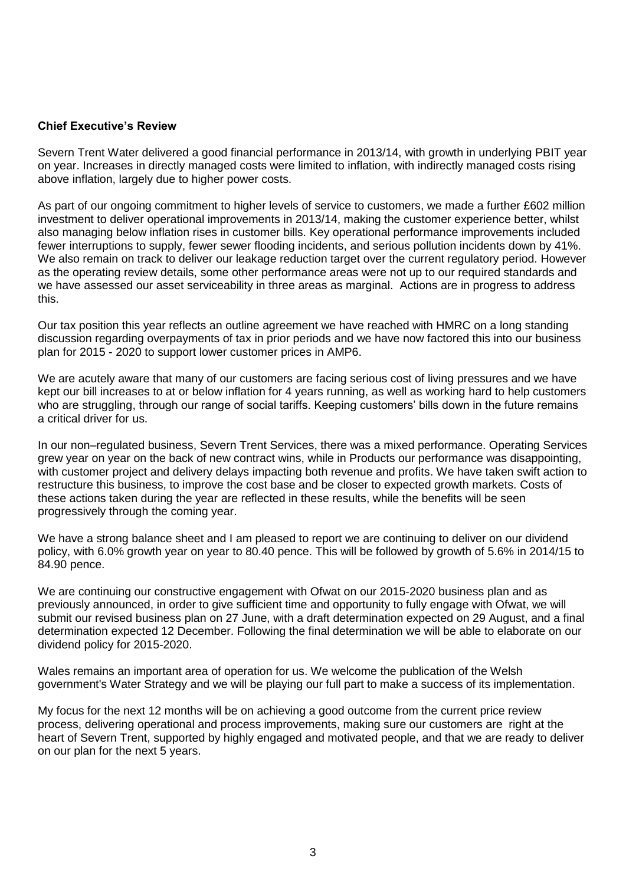**Chief Executive's Review**

Severn Trent Water delivered a good financial performance in 2013/14, with growth in underlying PBIT year on year. Increases in directly managed costs were limited to inflation, with indirectly managed costs rising above inflation, largely due to higher power costs.

As part of our ongoing commitment to higher levels of service to customers, we made a further £602 million investment to deliver operational improvements in 2013/14, making the customer experience better, whilst also managing below inflation rises in customer bills. Key operational performance improvements included fewer interruptions to supply, fewer sewer flooding incidents, and serious pollution incidents down by 41%. We also remain on track to deliver our leakage reduction target over the current regulatory period. However as the operating review details, some other performance areas were not up to our required standards and we have assessed our asset serviceability in three areas as marginal. Actions are in progress to address this.

Our tax position this year reflects an outline agreement we have reached with HMRC on a long standing discussion regarding overpayments of tax in prior periods and we have now factored this into our business plan for 2015 - 2020 to support lower customer prices in AMP6.

We are acutely aware that many of our customers are facing serious cost of living pressures and we have kept our bill increases to at or below inflation for 4 years running, as well as working hard to help customers who are struggling, through our range of social tariffs. Keeping customers' bills down in the future remains a critical driver for us.

In our non–regulated business, Severn Trent Services, there was a mixed performance. Operating Services grew year on year on the back of new contract wins, while in Products our performance was disappointing, with customer project and delivery delays impacting both revenue and profits. We have taken swift action to restructure this business, to improve the cost base and be closer to expected growth markets. Costs of these actions taken during the year are reflected in these results, while the benefits will be seen progressively through the coming year.

We have a strong balance sheet and I am pleased to report we are continuing to deliver on our dividend policy, with 6.0% growth year on year to 80.40 pence. This will be followed by growth of 5.6% in 2014/15 to 84.90 pence.

We are continuing our constructive engagement with Ofwat on our 2015-2020 business plan and as previously announced, in order to give sufficient time and opportunity to fully engage with Ofwat, we will submit our revised business plan on 27 June, with a draft determination expected on 29 August, and a final determination expected 12 December. Following the final determination we will be able to elaborate on our dividend policy for 2015-2020.

Wales remains an important area of operation for us. We welcome the publication of the Welsh government's Water Strategy and we will be playing our full part to make a success of its implementation.

My focus for the next 12 months will be on achieving a good outcome from the current price review process, delivering operational and process improvements, making sure our customers are right at the heart of Severn Trent, supported by highly engaged and motivated people, and that we are ready to deliver on our plan for the next 5 years.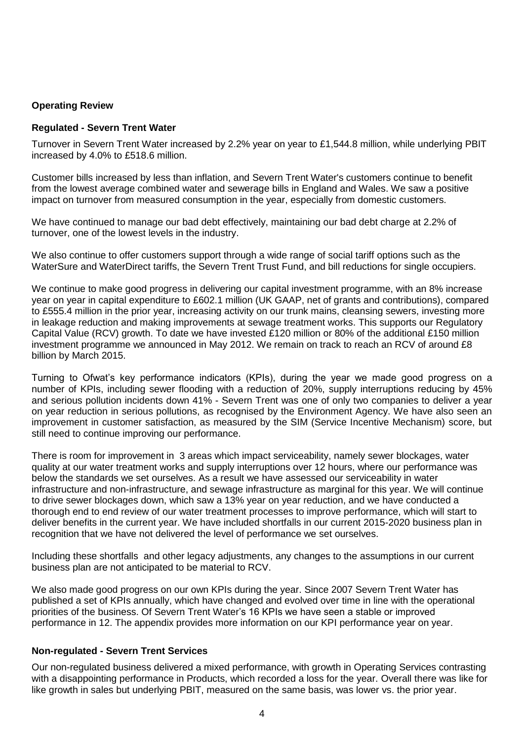## Operating Review

### Regulated - Severn Trent Water

Turnover in Severn Trent Water increased by 2.2% year on year to £1,544.8 million, while underlying PBIT increased by 4.0% to £518.6 million.

Customer bills increased by less than inflation, and Severn Trent Water's customers continue to benefit from the lowest average combined water and sewerage bills in England and Wales. We saw a positive impact on turnover from measured consumption in the year, especially from domestic customers.

We have continued to manage our bad debt effectively, maintaining our bad debt charge at 2.2% of turnover, one of the lowest levels in the industry.

We also continue to offer customers support through a wide range of social tariff options such as the WaterSure and WaterDirect tariffs, the Severn Trent Trust Fund, and bill reductions for single occupiers.

We continue to make good progress in delivering our capital investment programme, with an 8% increase year on year in capital expenditure to £602.1 million (UK GAAP, net of grants and contributions), compared to £555.4 million in the prior year, increasing activity on our trunk mains, cleansing sewers, investing more in leakage reduction and making improvements at sewage treatment works. This supports our Regulatory Capital Value (RCV) growth. To date we have invested £120 million or 80% of the additional £150 million investment programme we announced in May 2012. We remain on track to reach an RCV of around £8 billion by March 2015.

Turning to Ofwat's key performance indicators (KPIs), during the year we made good progress on a number of KPIs, including sewer flooding with a reduction of 20%, supply interruptions reducing by 45% and serious pollution incidents down 41% - Severn Trent was one of only two companies to deliver a year on year reduction in serious pollutions, as recognised by the Environment Agency. We have also seen an improvement in customer satisfaction, as measured by the SIM (Service Incentive Mechanism) score, but still need to continue improving our performance.

There is room for improvement in 3 areas which impact serviceability, namely sewer blockages, water quality at our water treatment works and supply interruptions over 12 hours, where our performance was below the standards we set ourselves. As a result we have assessed our serviceability in water infrastructure and non-infrastructure, and sewage infrastructure as marginal for this year. We will continue to drive sewer blockages down, which saw a 13% year on year reduction, and we have conducted a thorough end to end review of our water treatment processes to improve performance, which will start to deliver benefits in the current year. We have included shortfalls in our current 2015-2020 business plan in recognition that we have not delivered the level of performance we set ourselves.

Including these shortfalls and other legacy adjustments, any changes to the assumptions in our current business plan are not anticipated to be material to RCV.

We also made good progress on our own KPIs during the year. Since 2007 Severn Trent Water has published a set of KPIs annually, which have changed and evolved over time in line with the operational priorities of the business. Of Severn Trent Water's 16 KPIs we have seen a stable or improved performance in 12. The appendix provides more information on our KPI performance year on year.

### Non-regulated - Severn Trent Services

Our non-regulated business delivered a mixed performance, with growth in Operating Services contrasting with a disappointing performance in Products, which recorded a loss for the year. Overall there was like for like growth in sales but underlying PBIT, measured on the same basis, was lower vs. the prior year.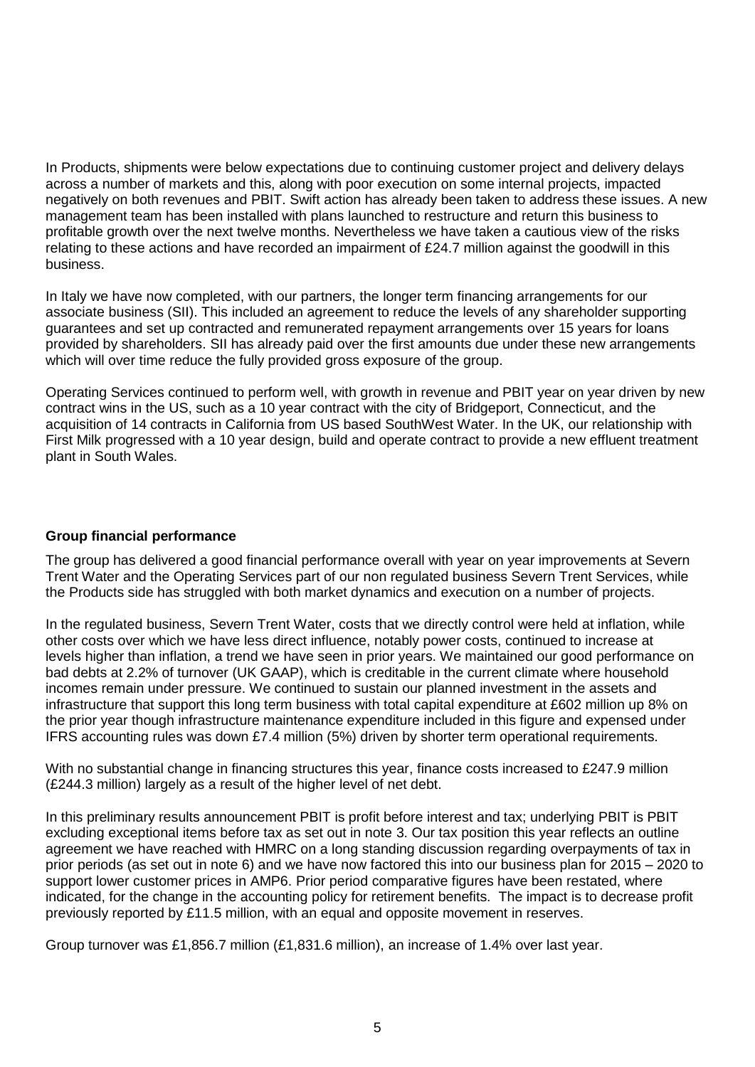In Products, shipments were below expectations due to continuing customer project and delivery delays across a number of markets and this, along with poor execution on some internal projects, impacted negatively on both revenues and PBIT. Swift action has already been taken to address these issues. A new management team has been installed with plans launched to restructure and return this business to profitable growth over the next twelve months. Nevertheless we have taken a cautious view of the risks relating to these actions and have recorded an impairment of £24.7 million against the goodwill in this business.

In Italy we have now completed, with our partners, the longer term financing arrangements for our associate business (SII). This included an agreement to reduce the levels of any shareholder supporting guarantees and set up contracted and remunerated repayment arrangements over 15 years for loans provided by shareholders. SII has already paid over the first amounts due under these new arrangements which will over time reduce the fully provided gross exposure of the group.

Operating Services continued to perform well, with growth in revenue and PBIT year on year driven by new contract wins in the US, such as a 10 year contract with the city of Bridgeport, Connecticut, and the acquisition of 14 contracts in California from US based SouthWest Water. In the UK, our relationship with First Milk progressed with a 10 year design, build and operate contract to provide a new effluent treatment plant in South Wales.

**Group financial performance**

The group has delivered a good financial performance overall with year on year improvements at Severn Trent Water and the Operating Services part of our non regulated business Severn Trent Services, while the Products side has struggled with both market dynamics and execution on a number of projects.

In the regulated business, Severn Trent Water, costs that we directly control were held at inflation, while other costs over which we have less direct influence, notably power costs, continued to increase at levels higher than inflation, a trend we have seen in prior years. We maintained our good performance on bad debts at 2.2% of turnover (UK GAAP), which is creditable in the current climate where household incomes remain under pressure. We continued to sustain our planned investment in the assets and infrastructure that support this long term business with total capital expenditure at £602 million up 8% on the prior year though infrastructure maintenance expenditure included in this figure and expensed under IFRS accounting rules was down £7.4 million (5%) driven by shorter term operational requirements.

With no substantial change in financing structures this year, finance costs increased to £247.9 million (£244.3 million) largely as a result of the higher level of net debt.

In this preliminary results announcement PBIT is profit before interest and tax; underlying PBIT is PBIT excluding exceptional items before tax as set out in note 3. Our tax position this year reflects an outline agreement we have reached with HMRC on a long standing discussion regarding overpayments of tax in prior periods (as set out in note 6) and we have now factored this into our business plan for 2015 – 2020 to support lower customer prices in AMP6. Prior period comparative figures have been restated, where indicated, for the change in the accounting policy for retirement benefits. The impact is to decrease profit previously reported by £11.5 million, with an equal and opposite movement in reserves.

Group turnover was £1,856.7 million (£1,831.6 million), an increase of 1.4% over last year.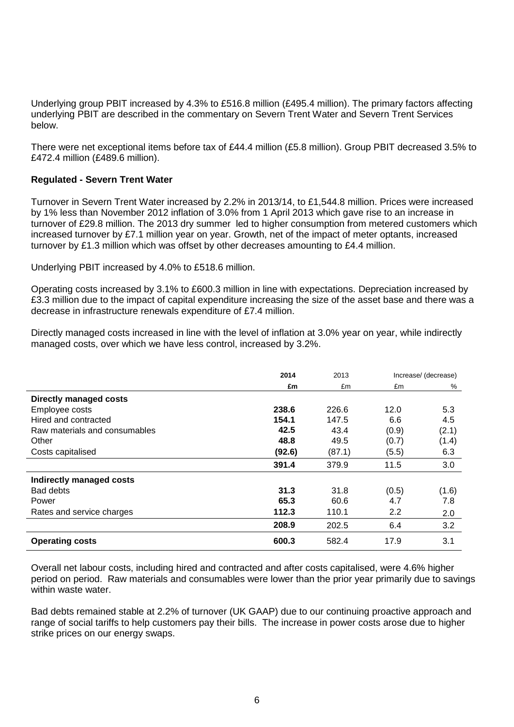Underlying group PBIT increased by 4.3% to £516.8 million (£495.4 million). The primary factors affecting underlying PBIT are described in the commentary on Severn Trent Water and Severn Trent Services below.

There were net exceptional items before tax of £44.4 million (£5.8 million). Group PBIT decreased 3.5% to £472.4 million (£489.6 million).

**Regulated - Severn Trent Water**

Turnover in Severn Trent Water increased by 2.2% in 2013/14, to £1,544.8 million. Prices were increased by 1% less than November 2012 inflation of 3.0% from 1 April 2013 which gave rise to an increase in turnover of £29.8 million. The 2013 dry summer led to higher consumption from metered customers which increased turnover by £7.1 million year on year. Growth, net of the impact of meter optants, increased turnover by £1.3 million which was offset by other decreases amounting to £4.4 million.

Underlying PBIT increased by 4.0% to £518.6 million.

Operating costs increased by 3.1% to £600.3 million in line with expectations. Depreciation increased by £3.3 million due to the impact of capital expenditure increasing the size of the asset base and there was a decrease in infrastructure renewals expenditure of £7.4 million.

Directly managed costs increased in line with the level of inflation at 3.0% year on year, while indirectly managed costs, over which we have less control, increased by 3.2%.

| | **2014** | 2013 | Increase/ (decrease) | |
|---|---|---|---|---|
| | **£m** | £m | £m | % |
| **Directly managed costs** | | | | |
| Employee costs | **238.6** | 226.6 | 12.0 | 5.3 |
| Hired and contracted | **154.1** | 147.5 | 6.6 | 4.5 |
| Raw materials and consumables | **42.5** | 43.4 | (0.9) | (2.1) |
| Other | **48.8** | 49.5 | (0.7) | (1.4) |
| Costs capitalised | **(92.6)** | (87.1) | (5.5) | 6.3 |
| | **391.4** | 379.9 | 11.5 | 3.0 |
| **Indirectly managed costs** | | | | |
| Bad debts | **31.3** | 31.8 | (0.5) | (1.6) |
| Power | **65.3** | 60.6 | 4.7 | 7.8 |
| Rates and service charges | **112.3** | 110.1 | 2.2 | 2.0 |
| | **208.9** | 202.5 | 6.4 | 3.2 |
| **Operating costs** | **600.3** | 582.4 | 17.9 | 3.1 |

Overall net labour costs, including hired and contracted and after costs capitalised, were 4.6% higher period on period. Raw materials and consumables were lower than the prior year primarily due to savings within waste water.

Bad debts remained stable at 2.2% of turnover (UK GAAP) due to our continuing proactive approach and range of social tariffs to help customers pay their bills. The increase in power costs arose due to higher strike prices on our energy swaps.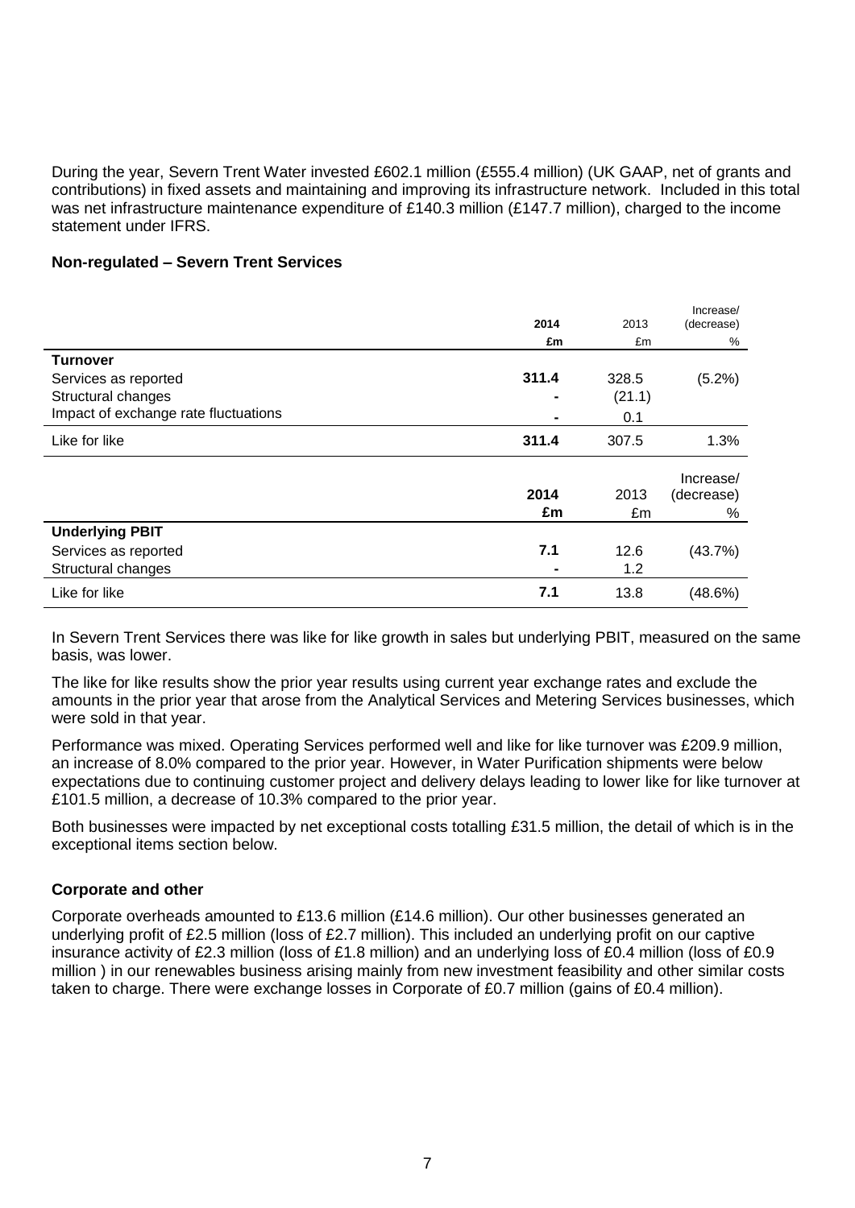During the year, Severn Trent Water invested £602.1 million (£555.4 million) (UK GAAP, net of grants and contributions) in fixed assets and maintaining and improving its infrastructure network. Included in this total was net infrastructure maintenance expenditure of £140.3 million (£147.7 million), charged to the income statement under IFRS.

### Non-regulated – Severn Trent Services

| | 2014 | 2013 | Increase/ (decrease) |
|---|---|---|---|
| | £m | £m | % |
| **Turnover** | | | |
| Services as reported | **311.4** | 328.5 | (5.2%) |
| Structural changes | **-** | (21.1) | |
| Impact of exchange rate fluctuations | **-** | 0.1 | |
| Like for like | **311.4** | 307.5 | 1.3% |

| | 2014 | 2013 | Increase/ (decrease) |
|---|---|---|---|
| | £m | £m | % |
| **Underlying PBIT** | | | |
| Services as reported | **7.1** | 12.6 | (43.7%) |
| Structural changes | **-** | 1.2 | |
| Like for like | **7.1** | 13.8 | (48.6%) |

In Severn Trent Services there was like for like growth in sales but underlying PBIT, measured on the same basis, was lower.

The like for like results show the prior year results using current year exchange rates and exclude the amounts in the prior year that arose from the Analytical Services and Metering Services businesses, which were sold in that year.

Performance was mixed. Operating Services performed well and like for like turnover was £209.9 million, an increase of 8.0% compared to the prior year. However, in Water Purification shipments were below expectations due to continuing customer project and delivery delays leading to lower like for like turnover at £101.5 million, a decrease of 10.3% compared to the prior year.

Both businesses were impacted by net exceptional costs totalling £31.5 million, the detail of which is in the exceptional items section below.

### Corporate and other

Corporate overheads amounted to £13.6 million (£14.6 million). Our other businesses generated an underlying profit of £2.5 million (loss of £2.7 million). This included an underlying profit on our captive insurance activity of £2.3 million (loss of £1.8 million) and an underlying loss of £0.4 million (loss of £0.9 million ) in our renewables business arising mainly from new investment feasibility and other similar costs taken to charge. There were exchange losses in Corporate of £0.7 million (gains of £0.4 million).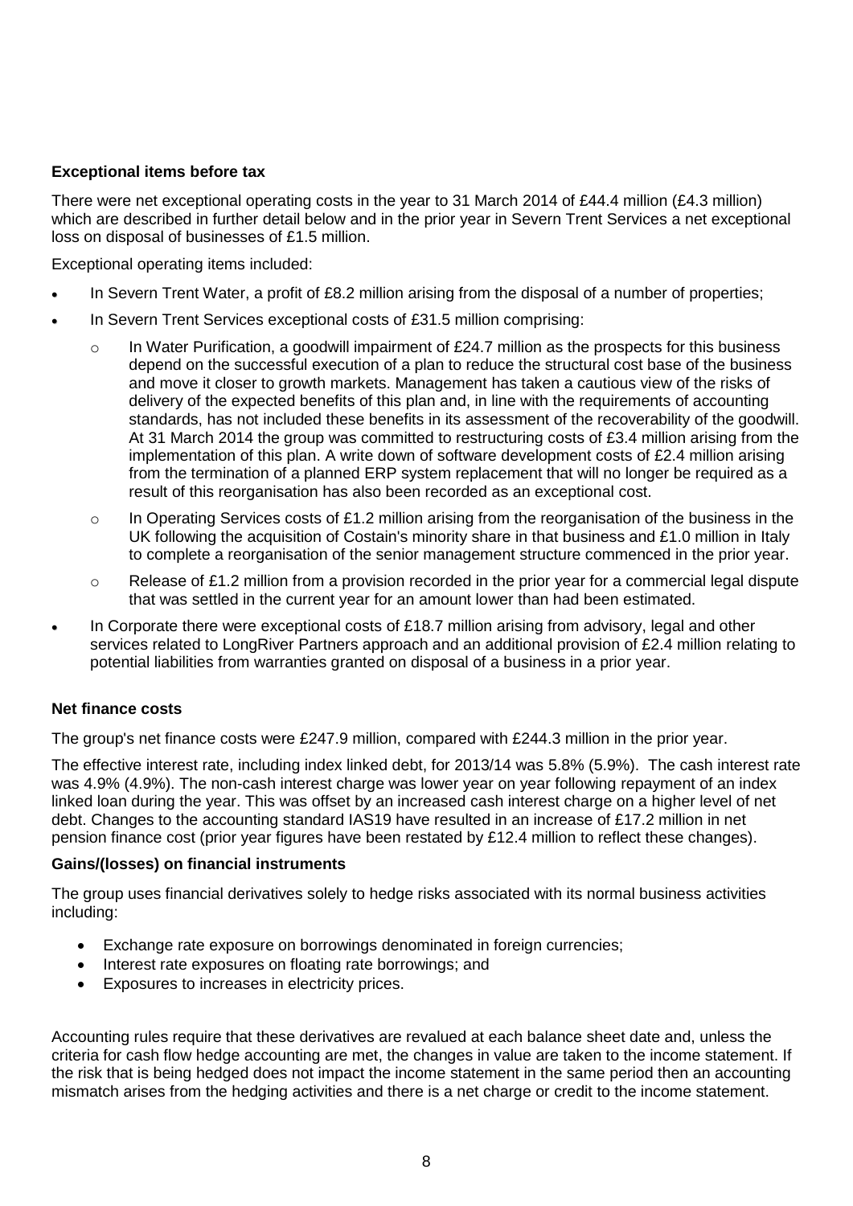**Exceptional items before tax**

There were net exceptional operating costs in the year to 31 March 2014 of £44.4 million (£4.3 million) which are described in further detail below and in the prior year in Severn Trent Services a net exceptional loss on disposal of businesses of £1.5 million.

Exceptional operating items included:

- In Severn Trent Water, a profit of £8.2 million arising from the disposal of a number of properties;
- In Severn Trent Services exceptional costs of £31.5 million comprising:
  - In Water Purification, a goodwill impairment of £24.7 million as the prospects for this business depend on the successful execution of a plan to reduce the structural cost base of the business and move it closer to growth markets. Management has taken a cautious view of the risks of delivery of the expected benefits of this plan and, in line with the requirements of accounting standards, has not included these benefits in its assessment of the recoverability of the goodwill. At 31 March 2014 the group was committed to restructuring costs of £3.4 million arising from the implementation of this plan. A write down of software development costs of £2.4 million arising from the termination of a planned ERP system replacement that will no longer be required as a result of this reorganisation has also been recorded as an exceptional cost.
  - In Operating Services costs of £1.2 million arising from the reorganisation of the business in the UK following the acquisition of Costain's minority share in that business and £1.0 million in Italy to complete a reorganisation of the senior management structure commenced in the prior year.
  - Release of £1.2 million from a provision recorded in the prior year for a commercial legal dispute that was settled in the current year for an amount lower than had been estimated.
- In Corporate there were exceptional costs of £18.7 million arising from advisory, legal and other services related to LongRiver Partners approach and an additional provision of £2.4 million relating to potential liabilities from warranties granted on disposal of a business in a prior year.

**Net finance costs**

The group's net finance costs were £247.9 million, compared with £244.3 million in the prior year.

The effective interest rate, including index linked debt, for 2013/14 was 5.8% (5.9%). The cash interest rate was 4.9% (4.9%). The non-cash interest charge was lower year on year following repayment of an index linked loan during the year. This was offset by an increased cash interest charge on a higher level of net debt. Changes to the accounting standard IAS19 have resulted in an increase of £17.2 million in net pension finance cost (prior year figures have been restated by £12.4 million to reflect these changes).

**Gains/(losses) on financial instruments**

The group uses financial derivatives solely to hedge risks associated with its normal business activities including:

- Exchange rate exposure on borrowings denominated in foreign currencies;
- Interest rate exposures on floating rate borrowings; and
- Exposures to increases in electricity prices.

Accounting rules require that these derivatives are revalued at each balance sheet date and, unless the criteria for cash flow hedge accounting are met, the changes in value are taken to the income statement. If the risk that is being hedged does not impact the income statement in the same period then an accounting mismatch arises from the hedging activities and there is a net charge or credit to the income statement.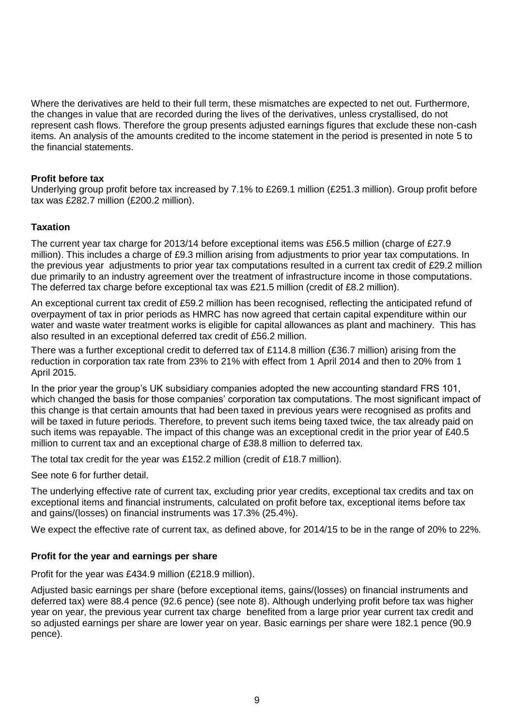Where the derivatives are held to their full term, these mismatches are expected to net out. Furthermore, the changes in value that are recorded during the lives of the derivatives, unless crystallised, do not represent cash flows. Therefore the group presents adjusted earnings figures that exclude these non-cash items. An analysis of the amounts credited to the income statement in the period is presented in note 5 to the financial statements.

**Profit before tax**

Underlying group profit before tax increased by 7.1% to £269.1 million (£251.3 million). Group profit before tax was £282.7 million (£200.2 million).

**Taxation**

The current year tax charge for 2013/14 before exceptional items was £56.5 million (charge of £27.9 million). This includes a charge of £9.3 million arising from adjustments to prior year tax computations. In the previous year adjustments to prior year tax computations resulted in a current tax credit of £29.2 million due primarily to an industry agreement over the treatment of infrastructure income in those computations. The deferred tax charge before exceptional tax was £21.5 million (credit of £8.2 million).

An exceptional current tax credit of £59.2 million has been recognised, reflecting the anticipated refund of overpayment of tax in prior periods as HMRC has now agreed that certain capital expenditure within our water and waste water treatment works is eligible for capital allowances as plant and machinery. This has also resulted in an exceptional deferred tax credit of £56.2 million.

There was a further exceptional credit to deferred tax of £114.8 million (£36.7 million) arising from the reduction in corporation tax rate from 23% to 21% with effect from 1 April 2014 and then to 20% from 1 April 2015.

In the prior year the group's UK subsidiary companies adopted the new accounting standard FRS 101, which changed the basis for those companies' corporation tax computations. The most significant impact of this change is that certain amounts that had been taxed in previous years were recognised as profits and will be taxed in future periods. Therefore, to prevent such items being taxed twice, the tax already paid on such items was repayable. The impact of this change was an exceptional credit in the prior year of £40.5 million to current tax and an exceptional charge of £38.8 million to deferred tax.

The total tax credit for the year was £152.2 million (credit of £18.7 million).

See note 6 for further detail.

The underlying effective rate of current tax, excluding prior year credits, exceptional tax credits and tax on exceptional items and financial instruments, calculated on profit before tax, exceptional items before tax and gains/(losses) on financial instruments was 17.3% (25.4%).

We expect the effective rate of current tax, as defined above, for 2014/15 to be in the range of 20% to 22%.

**Profit for the year and earnings per share**

Profit for the year was £434.9 million (£218.9 million).

Adjusted basic earnings per share (before exceptional items, gains/(losses) on financial instruments and deferred tax) were 88.4 pence (92.6 pence) (see note 8). Although underlying profit before tax was higher year on year, the previous year current tax charge benefited from a large prior year current tax credit and so adjusted earnings per share are lower year on year. Basic earnings per share were 182.1 pence (90.9 pence).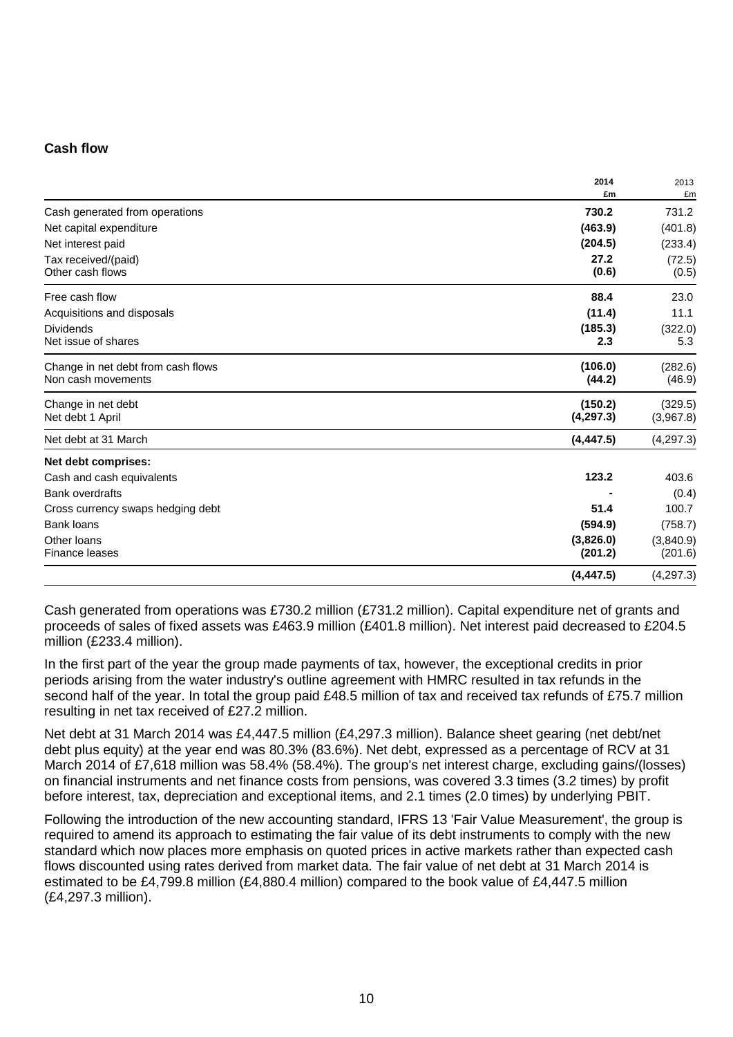## Cash flow

| | 2014 £m | 2013 £m |
|---|---|---|
| Cash generated from operations | **730.2** | 731.2 |
| Net capital expenditure | **(463.9)** | (401.8) |
| Net interest paid | **(204.5)** | (233.4) |
| Tax received/(paid) | **27.2** | (72.5) |
| Other cash flows | **(0.6)** | (0.5) |
| Free cash flow | **88.4** | 23.0 |
| Acquisitions and disposals | **(11.4)** | 11.1 |
| Dividends | **(185.3)** | (322.0) |
| Net issue of shares | **2.3** | 5.3 |
| Change in net debt from cash flows | **(106.0)** | (282.6) |
| Non cash movements | **(44.2)** | (46.9) |
| Change in net debt | **(150.2)** | (329.5) |
| Net debt 1 April | **(4,297.3)** | (3,967.8) |
| Net debt at 31 March | **(4,447.5)** | (4,297.3) |
| **Net debt comprises:** | | |
| Cash and cash equivalents | **123.2** | 403.6 |
| Bank overdrafts | **-** | (0.4) |
| Cross currency swaps hedging debt | **51.4** | 100.7 |
| Bank loans | **(594.9)** | (758.7) |
| Other loans | **(3,826.0)** | (3,840.9) |
| Finance leases | **(201.2)** | (201.6) |
| | **(4,447.5)** | (4,297.3) |

Cash generated from operations was £730.2 million (£731.2 million). Capital expenditure net of grants and proceeds of sales of fixed assets was £463.9 million (£401.8 million). Net interest paid decreased to £204.5 million (£233.4 million).

In the first part of the year the group made payments of tax, however, the exceptional credits in prior periods arising from the water industry's outline agreement with HMRC resulted in tax refunds in the second half of the year. In total the group paid £48.5 million of tax and received tax refunds of £75.7 million resulting in net tax received of £27.2 million.

Net debt at 31 March 2014 was £4,447.5 million (£4,297.3 million). Balance sheet gearing (net debt/net debt plus equity) at the year end was 80.3% (83.6%). Net debt, expressed as a percentage of RCV at 31 March 2014 of £7,618 million was 58.4% (58.4%). The group's net interest charge, excluding gains/(losses) on financial instruments and net finance costs from pensions, was covered 3.3 times (3.2 times) by profit before interest, tax, depreciation and exceptional items, and 2.1 times (2.0 times) by underlying PBIT.

Following the introduction of the new accounting standard, IFRS 13 'Fair Value Measurement', the group is required to amend its approach to estimating the fair value of its debt instruments to comply with the new standard which now places more emphasis on quoted prices in active markets rather than expected cash flows discounted using rates derived from market data. The fair value of net debt at 31 March 2014 is estimated to be £4,799.8 million (£4,880.4 million) compared to the book value of £4,447.5 million (£4,297.3 million).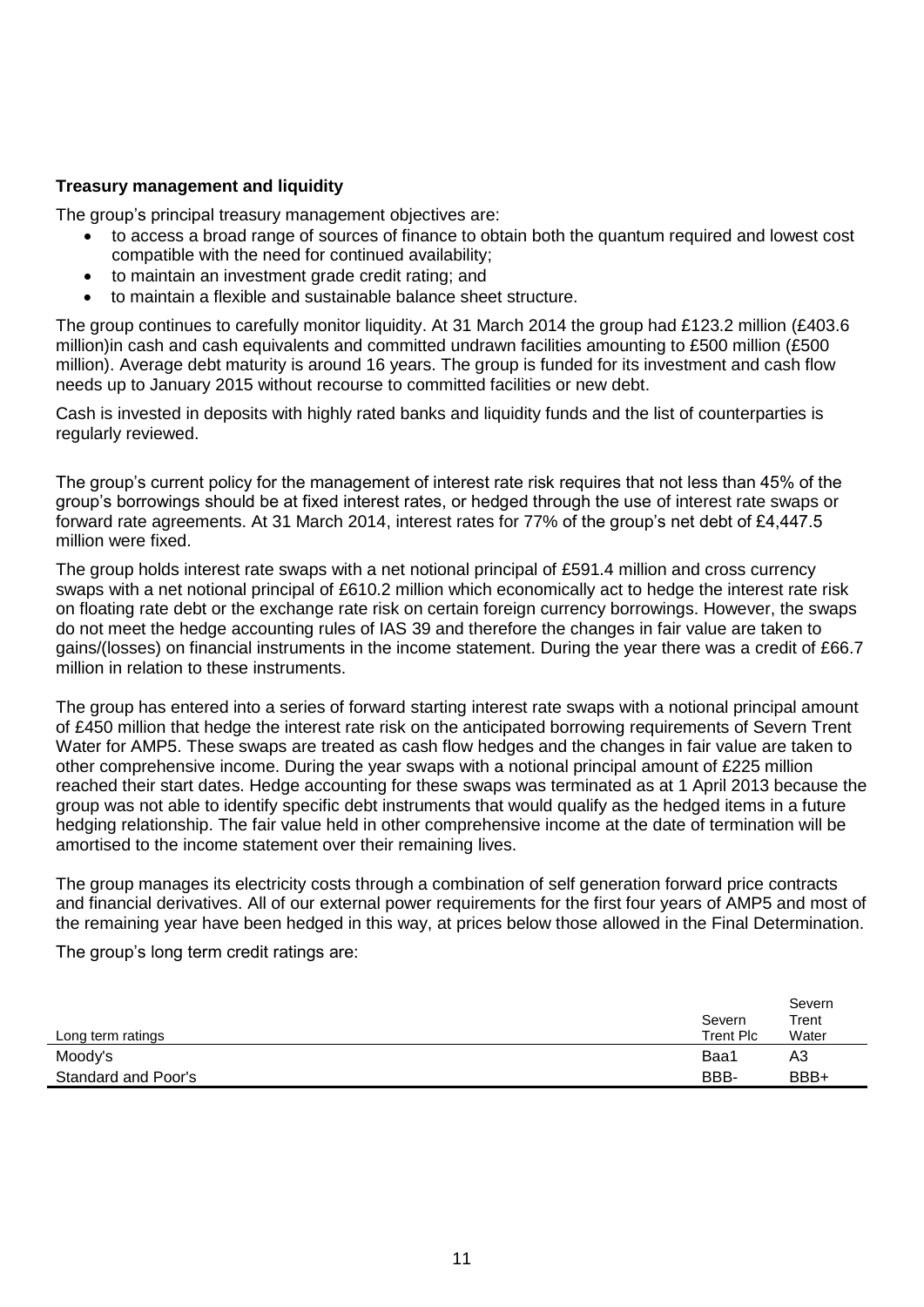**Treasury management and liquidity**

The group's principal treasury management objectives are:

- to access a broad range of sources of finance to obtain both the quantum required and lowest cost compatible with the need for continued availability;
- to maintain an investment grade credit rating; and
- to maintain a flexible and sustainable balance sheet structure.

The group continues to carefully monitor liquidity. At 31 March 2014 the group had £123.2 million (£403.6 million)in cash and cash equivalents and committed undrawn facilities amounting to £500 million (£500 million). Average debt maturity is around 16 years. The group is funded for its investment and cash flow needs up to January 2015 without recourse to committed facilities or new debt.

Cash is invested in deposits with highly rated banks and liquidity funds and the list of counterparties is regularly reviewed.

The group's current policy for the management of interest rate risk requires that not less than 45% of the group's borrowings should be at fixed interest rates, or hedged through the use of interest rate swaps or forward rate agreements. At 31 March 2014, interest rates for 77% of the group's net debt of £4,447.5 million were fixed.

The group holds interest rate swaps with a net notional principal of £591.4 million and cross currency swaps with a net notional principal of £610.2 million which economically act to hedge the interest rate risk on floating rate debt or the exchange rate risk on certain foreign currency borrowings. However, the swaps do not meet the hedge accounting rules of IAS 39 and therefore the changes in fair value are taken to gains/(losses) on financial instruments in the income statement. During the year there was a credit of £66.7 million in relation to these instruments.

The group has entered into a series of forward starting interest rate swaps with a notional principal amount of £450 million that hedge the interest rate risk on the anticipated borrowing requirements of Severn Trent Water for AMP5. These swaps are treated as cash flow hedges and the changes in fair value are taken to other comprehensive income. During the year swaps with a notional principal amount of £225 million reached their start dates. Hedge accounting for these swaps was terminated as at 1 April 2013 because the group was not able to identify specific debt instruments that would qualify as the hedged items in a future hedging relationship. The fair value held in other comprehensive income at the date of termination will be amortised to the income statement over their remaining lives.

The group manages its electricity costs through a combination of self generation forward price contracts and financial derivatives. All of our external power requirements for the first four years of AMP5 and most of the remaining year have been hedged in this way, at prices below those allowed in the Final Determination.

The group's long term credit ratings are:

| Long term ratings | Severn Trent Plc | Severn Trent Water |
|---|---|---|
| Moody's | Baa1 | A3 |
| Standard and Poor's | BBB- | BBB+ |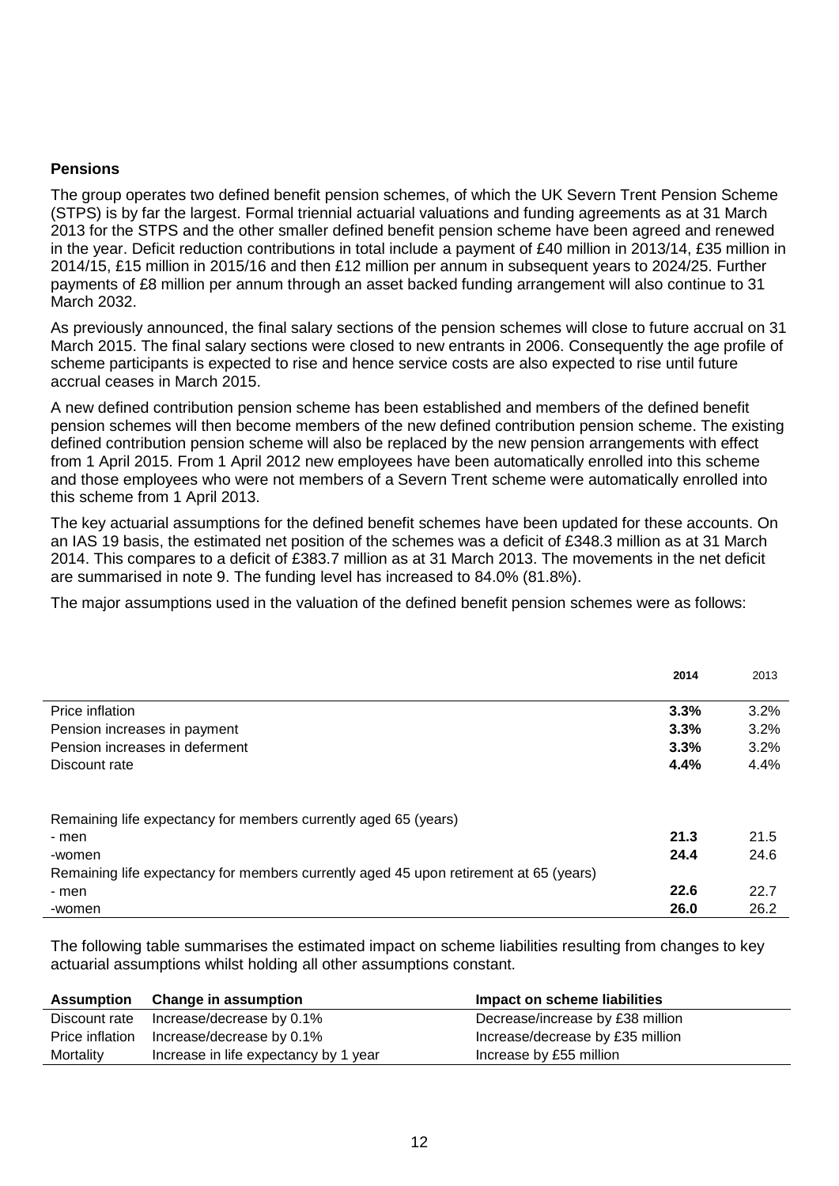**Pensions**

The group operates two defined benefit pension schemes, of which the UK Severn Trent Pension Scheme (STPS) is by far the largest. Formal triennial actuarial valuations and funding agreements as at 31 March 2013 for the STPS and the other smaller defined benefit pension scheme have been agreed and renewed in the year. Deficit reduction contributions in total include a payment of £40 million in 2013/14, £35 million in 2014/15, £15 million in 2015/16 and then £12 million per annum in subsequent years to 2024/25. Further payments of £8 million per annum through an asset backed funding arrangement will also continue to 31 March 2032.

As previously announced, the final salary sections of the pension schemes will close to future accrual on 31 March 2015. The final salary sections were closed to new entrants in 2006. Consequently the age profile of scheme participants is expected to rise and hence service costs are also expected to rise until future accrual ceases in March 2015.

A new defined contribution pension scheme has been established and members of the defined benefit pension schemes will then become members of the new defined contribution pension scheme. The existing defined contribution pension scheme will also be replaced by the new pension arrangements with effect from 1 April 2015. From 1 April 2012 new employees have been automatically enrolled into this scheme and those employees who were not members of a Severn Trent scheme were automatically enrolled into this scheme from 1 April 2013.

The key actuarial assumptions for the defined benefit schemes have been updated for these accounts. On an IAS 19 basis, the estimated net position of the schemes was a deficit of £348.3 million as at 31 March 2014. This compares to a deficit of £383.7 million as at 31 March 2013. The movements in the net deficit are summarised in note 9. The funding level has increased to 84.0% (81.8%).

The major assumptions used in the valuation of the defined benefit pension schemes were as follows:

| | **2014** | 2013 |
|---|---|---|
| Price inflation | **3.3%** | 3.2% |
| Pension increases in payment | **3.3%** | 3.2% |
| Pension increases in deferment | **3.3%** | 3.2% |
| Discount rate | **4.4%** | 4.4% |
| | | |
| Remaining life expectancy for members currently aged 65 (years) | | |
| - men | **21.3** | 21.5 |
| -women | **24.4** | 24.6 |
| Remaining life expectancy for members currently aged 45 upon retirement at 65 (years) | | |
| - men | **22.6** | 22.7 |
| -women | **26.0** | 26.2 |

The following table summarises the estimated impact on scheme liabilities resulting from changes to key actuarial assumptions whilst holding all other assumptions constant.

| **Assumption** | **Change in assumption** | **Impact on scheme liabilities** |
|---|---|---|
| Discount rate | Increase/decrease by 0.1% | Decrease/increase by £38 million |
| Price inflation | Increase/decrease by 0.1% | Increase/decrease by £35 million |
| Mortality | Increase in life expectancy by 1 year | Increase by £55 million |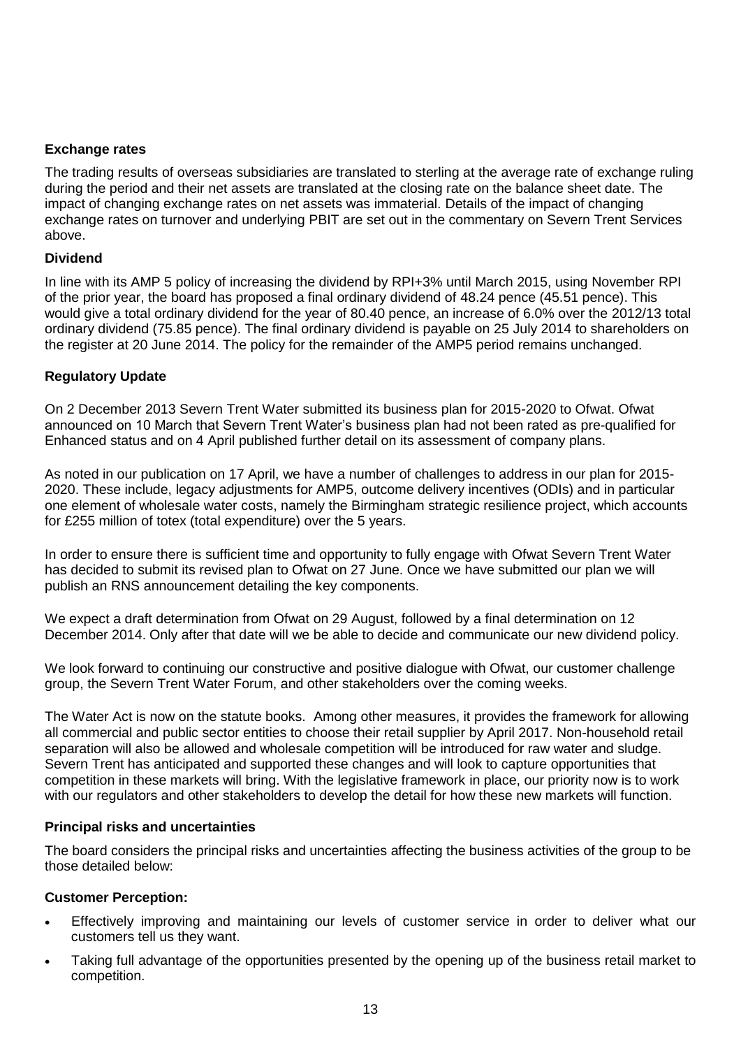### Exchange rates

The trading results of overseas subsidiaries are translated to sterling at the average rate of exchange ruling during the period and their net assets are translated at the closing rate on the balance sheet date. The impact of changing exchange rates on net assets was immaterial. Details of the impact of changing exchange rates on turnover and underlying PBIT are set out in the commentary on Severn Trent Services above.

### Dividend

In line with its AMP 5 policy of increasing the dividend by RPI+3% until March 2015, using November RPI of the prior year, the board has proposed a final ordinary dividend of 48.24 pence (45.51 pence). This would give a total ordinary dividend for the year of 80.40 pence, an increase of 6.0% over the 2012/13 total ordinary dividend (75.85 pence). The final ordinary dividend is payable on 25 July 2014 to shareholders on the register at 20 June 2014. The policy for the remainder of the AMP5 period remains unchanged.

### Regulatory Update

On 2 December 2013 Severn Trent Water submitted its business plan for 2015-2020 to Ofwat. Ofwat announced on 10 March that Severn Trent Water's business plan had not been rated as pre-qualified for Enhanced status and on 4 April published further detail on its assessment of company plans.

As noted in our publication on 17 April, we have a number of challenges to address in our plan for 2015-2020. These include, legacy adjustments for AMP5, outcome delivery incentives (ODIs) and in particular one element of wholesale water costs, namely the Birmingham strategic resilience project, which accounts for £255 million of totex (total expenditure) over the 5 years.

In order to ensure there is sufficient time and opportunity to fully engage with Ofwat Severn Trent Water has decided to submit its revised plan to Ofwat on 27 June. Once we have submitted our plan we will publish an RNS announcement detailing the key components.

We expect a draft determination from Ofwat on 29 August, followed by a final determination on 12 December 2014. Only after that date will we be able to decide and communicate our new dividend policy.

We look forward to continuing our constructive and positive dialogue with Ofwat, our customer challenge group, the Severn Trent Water Forum, and other stakeholders over the coming weeks.

The Water Act is now on the statute books. Among other measures, it provides the framework for allowing all commercial and public sector entities to choose their retail supplier by April 2017. Non-household retail separation will also be allowed and wholesale competition will be introduced for raw water and sludge. Severn Trent has anticipated and supported these changes and will look to capture opportunities that competition in these markets will bring. With the legislative framework in place, our priority now is to work with our regulators and other stakeholders to develop the detail for how these new markets will function.

### Principal risks and uncertainties

The board considers the principal risks and uncertainties affecting the business activities of the group to be those detailed below:

### Customer Perception:

- Effectively improving and maintaining our levels of customer service in order to deliver what our customers tell us they want.
- Taking full advantage of the opportunities presented by the opening up of the business retail market to competition.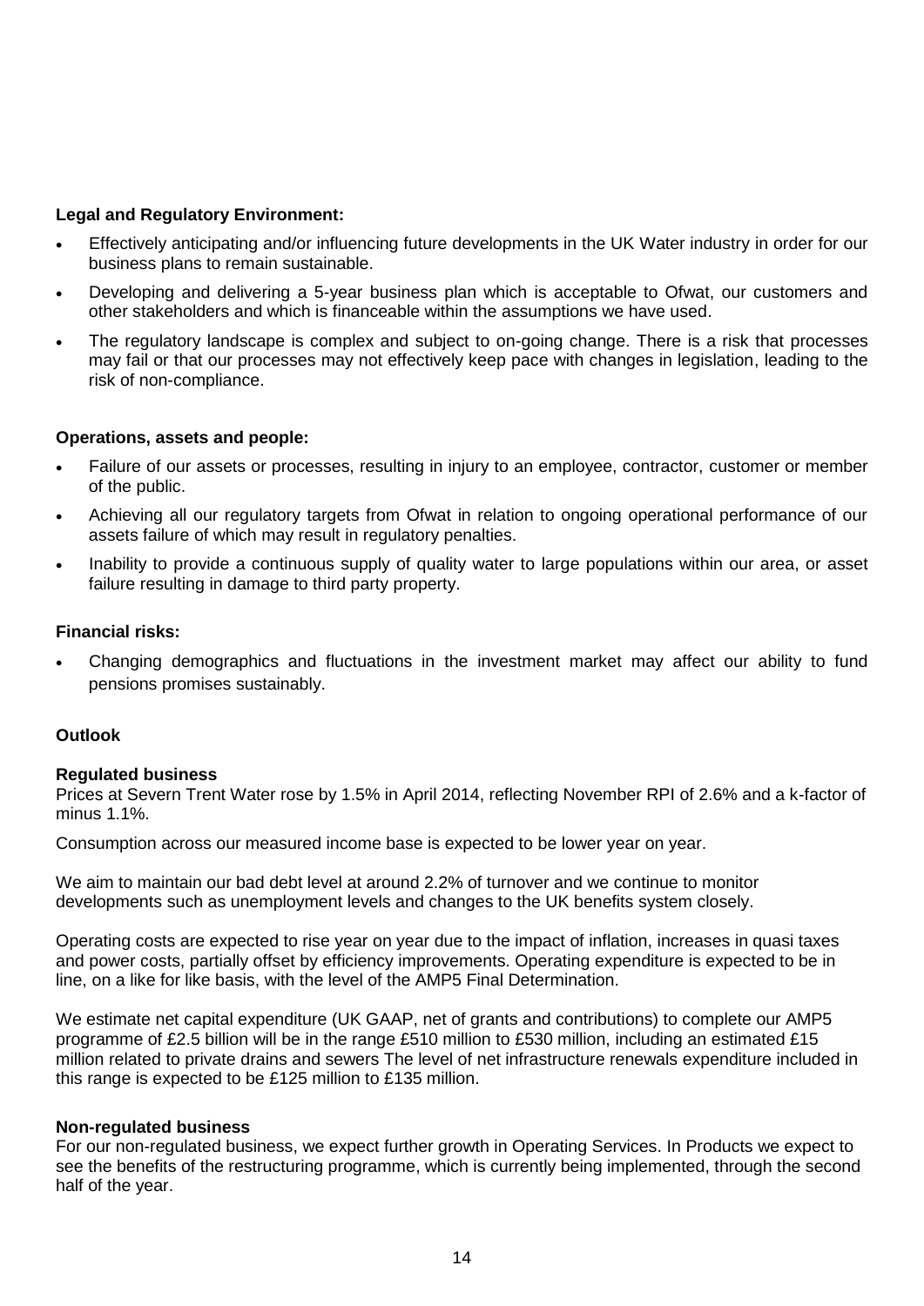**Legal and Regulatory Environment:**

- Effectively anticipating and/or influencing future developments in the UK Water industry in order for our business plans to remain sustainable.
- Developing and delivering a 5-year business plan which is acceptable to Ofwat, our customers and other stakeholders and which is financeable within the assumptions we have used.
- The regulatory landscape is complex and subject to on-going change. There is a risk that processes may fail or that our processes may not effectively keep pace with changes in legislation, leading to the risk of non-compliance.

**Operations, assets and people:**

- Failure of our assets or processes, resulting in injury to an employee, contractor, customer or member of the public.
- Achieving all our regulatory targets from Ofwat in relation to ongoing operational performance of our assets failure of which may result in regulatory penalties.
- Inability to provide a continuous supply of quality water to large populations within our area, or asset failure resulting in damage to third party property.

**Financial risks:**

- Changing demographics and fluctuations in the investment market may affect our ability to fund pensions promises sustainably.

## Outlook

**Regulated business**

Prices at Severn Trent Water rose by 1.5% in April 2014, reflecting November RPI of 2.6% and a k-factor of minus 1.1%.

Consumption across our measured income base is expected to be lower year on year.

We aim to maintain our bad debt level at around 2.2% of turnover and we continue to monitor developments such as unemployment levels and changes to the UK benefits system closely.

Operating costs are expected to rise year on year due to the impact of inflation, increases in quasi taxes and power costs, partially offset by efficiency improvements. Operating expenditure is expected to be in line, on a like for like basis, with the level of the AMP5 Final Determination.

We estimate net capital expenditure (UK GAAP, net of grants and contributions) to complete our AMP5 programme of £2.5 billion will be in the range £510 million to £530 million, including an estimated £15 million related to private drains and sewers The level of net infrastructure renewals expenditure included in this range is expected to be £125 million to £135 million.

**Non-regulated business**

For our non-regulated business, we expect further growth in Operating Services. In Products we expect to see the benefits of the restructuring programme, which is currently being implemented, through the second half of the year.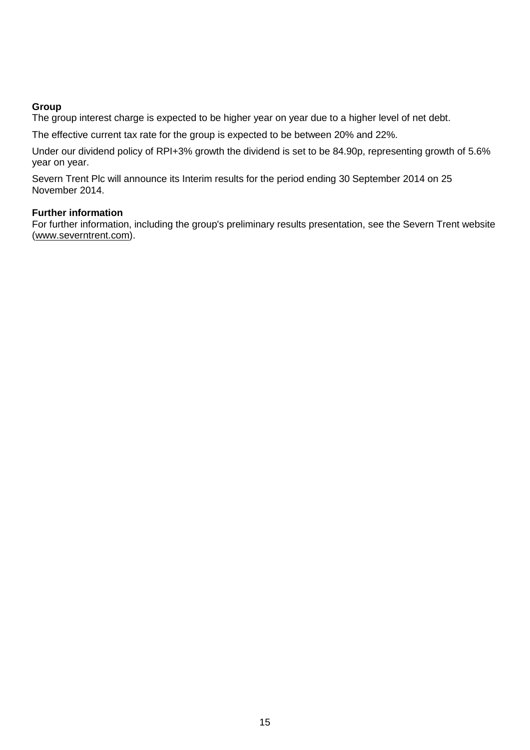**Group**
The group interest charge is expected to be higher year on year due to a higher level of net debt.

The effective current tax rate for the group is expected to be between 20% and 22%.

Under our dividend policy of RPI+3% growth the dividend is set to be 84.90p, representing growth of 5.6% year on year.

Severn Trent Plc will announce its Interim results for the period ending 30 September 2014 on 25 November 2014.

**Further information**
For further information, including the group's preliminary results presentation, see the Severn Trent website (www.severntrent.com).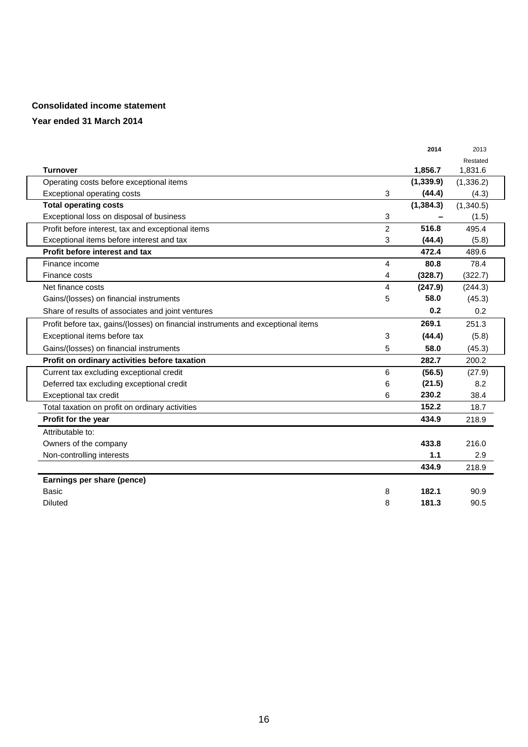**Consolidated income statement**

**Year ended 31 March 2014**

| | Note | 2014 | 2013 Restated |
|---|---|---|---|
| **Turnover** | | **1,856.7** | 1,831.6 |
| Operating costs before exceptional items | | **(1,339.9)** | (1,336.2) |
| Exceptional operating costs | 3 | **(44.4)** | (4.3) |
| **Total operating costs** | | **(1,384.3)** | (1,340.5) |
| Exceptional loss on disposal of business | 3 | **–** | (1.5) |
| Profit before interest, tax and exceptional items | 2 | **516.8** | 495.4 |
| Exceptional items before interest and tax | 3 | **(44.4)** | (5.8) |
| **Profit before interest and tax** | | **472.4** | 489.6 |
| Finance income | 4 | **80.8** | 78.4 |
| Finance costs | 4 | **(328.7)** | (322.7) |
| Net finance costs | 4 | **(247.9)** | (244.3) |
| Gains/(losses) on financial instruments | 5 | **58.0** | (45.3) |
| Share of results of associates and joint ventures | | **0.2** | 0.2 |
| Profit before tax, gains/(losses) on financial instruments and exceptional items | | **269.1** | 251.3 |
| Exceptional items before tax | 3 | **(44.4)** | (5.8) |
| Gains/(losses) on financial instruments | 5 | **58.0** | (45.3) |
| **Profit on ordinary activities before taxation** | | **282.7** | 200.2 |
| Current tax excluding exceptional credit | 6 | **(56.5)** | (27.9) |
| Deferred tax excluding exceptional credit | 6 | **(21.5)** | 8.2 |
| Exceptional tax credit | 6 | **230.2** | 38.4 |
| Total taxation on profit on ordinary activities | | **152.2** | 18.7 |
| **Profit for the year** | | **434.9** | 218.9 |
| Attributable to: | | | |
| Owners of the company | | **433.8** | 216.0 |
| Non-controlling interests | | **1.1** | 2.9 |
| | | **434.9** | 218.9 |
| **Earnings per share (pence)** | | | |
| Basic | 8 | **182.1** | 90.9 |
| Diluted | 8 | **181.3** | 90.5 |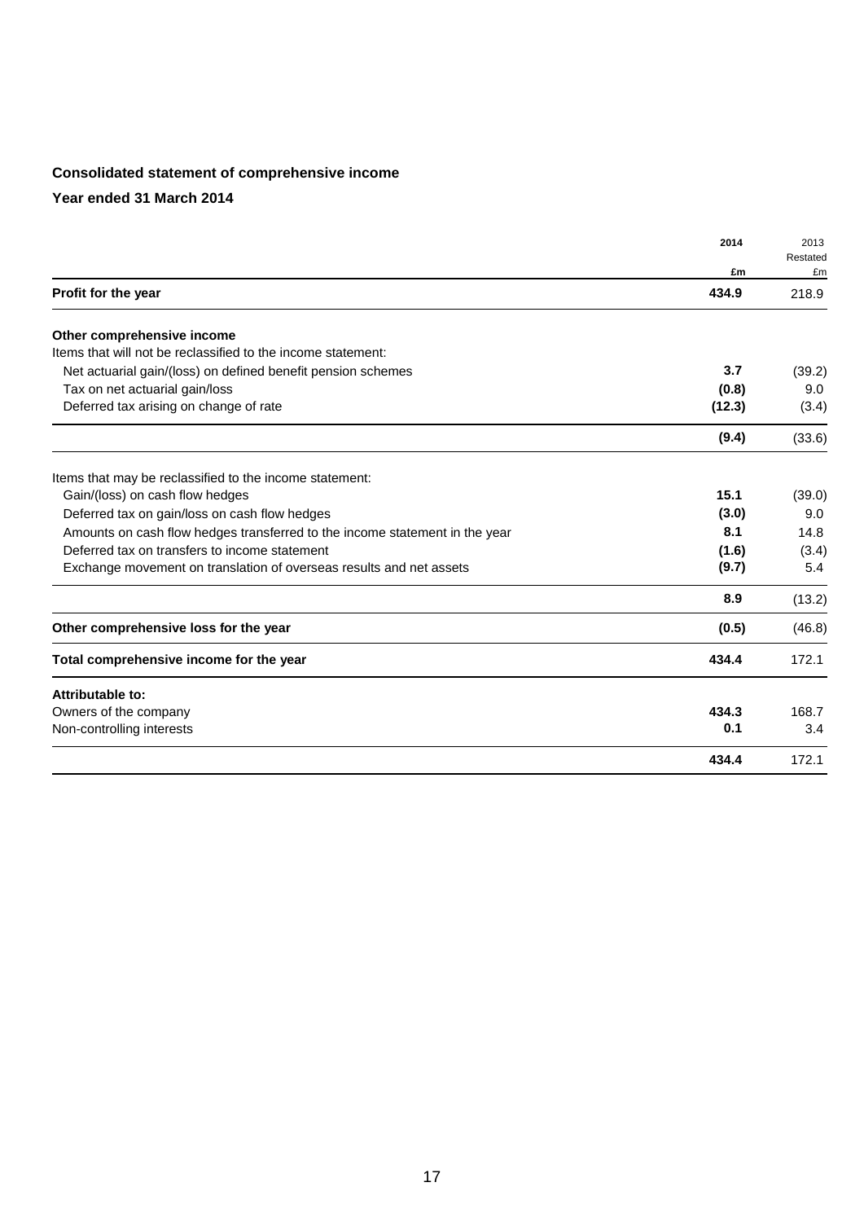**Consolidated statement of comprehensive income**

**Year ended 31 March 2014**

| | 2014<br>£m | 2013<br>Restated<br>£m |
|---|---|---|
| **Profit for the year** | **434.9** | 218.9 |
| | | |
| **Other comprehensive income** | | |
| Items that will not be reclassified to the income statement: | | |
| Net actuarial gain/(loss) on defined benefit pension schemes | **3.7** | (39.2) |
| Tax on net actuarial gain/loss | **(0.8)** | 9.0 |
| Deferred tax arising on change of rate | **(12.3)** | (3.4) |
| | **(9.4)** | (33.6) |
| | | |
| Items that may be reclassified to the income statement: | | |
| Gain/(loss) on cash flow hedges | **15.1** | (39.0) |
| Deferred tax on gain/loss on cash flow hedges | **(3.0)** | 9.0 |
| Amounts on cash flow hedges transferred to the income statement in the year | **8.1** | 14.8 |
| Deferred tax on transfers to income statement | **(1.6)** | (3.4) |
| Exchange movement on translation of overseas results and net assets | **(9.7)** | 5.4 |
| | **8.9** | (13.2) |
| **Other comprehensive loss for the year** | **(0.5)** | (46.8) |
| **Total comprehensive income for the year** | **434.4** | 172.1 |
| | | |
| **Attributable to:** | | |
| Owners of the company | **434.3** | 168.7 |
| Non-controlling interests | **0.1** | 3.4 |
| | **434.4** | 172.1 |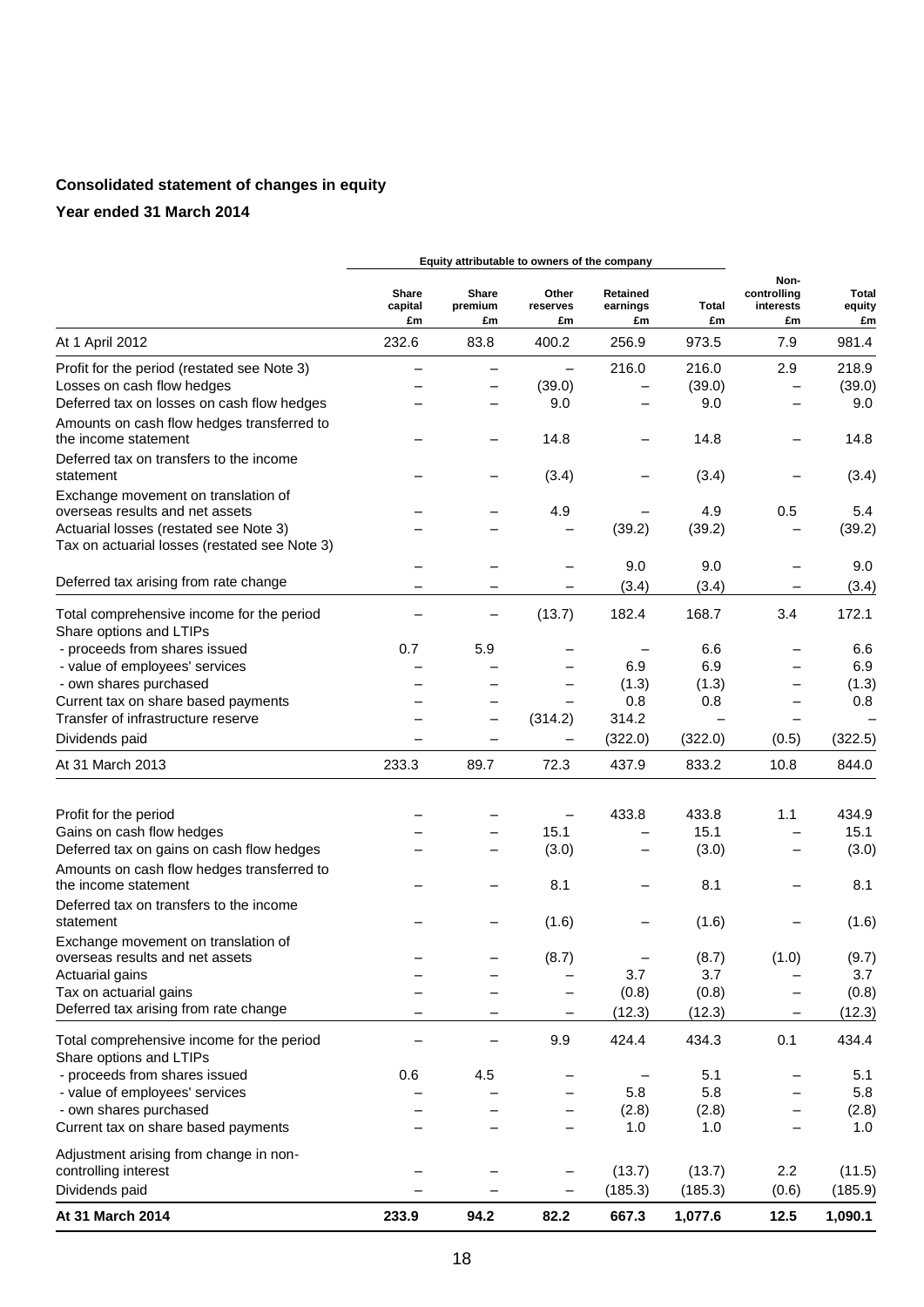## Consolidated statement of changes in equity

### Year ended 31 March 2014

| | Equity attributable to owners of the company | | | | | | |
|---|---|---|---|---|---|---|---|
| | Share capital £m | Share premium £m | Other reserves £m | Retained earnings £m | Total £m | Non-controlling interests £m | Total equity £m |
| At 1 April 2012 | 232.6 | 83.8 | 400.2 | 256.9 | 973.5 | 7.9 | 981.4 |
| Profit for the period (restated see Note 3) | – | – | – | 216.0 | 216.0 | 2.9 | 218.9 |
| Losses on cash flow hedges | – | – | (39.0) | – | (39.0) | – | (39.0) |
| Deferred tax on losses on cash flow hedges | – | – | 9.0 | – | 9.0 | – | 9.0 |
| Amounts on cash flow hedges transferred to the income statement | – | – | 14.8 | – | 14.8 | – | 14.8 |
| Deferred tax on transfers to the income statement | – | – | (3.4) | – | (3.4) | – | (3.4) |
| Exchange movement on translation of overseas results and net assets | – | – | 4.9 | – | 4.9 | 0.5 | 5.4 |
| Actuarial losses (restated see Note 3) | – | – | – | (39.2) | (39.2) | – | (39.2) |
| Tax on actuarial losses (restated see Note 3) | – | – | – | 9.0 | 9.0 | – | 9.0 |
| Deferred tax arising from rate change | – | – | – | (3.4) | (3.4) | – | (3.4) |
| Total comprehensive income for the period | – | – | (13.7) | 182.4 | 168.7 | 3.4 | 172.1 |
| Share options and LTIPs | | | | | | | |
| - proceeds from shares issued | 0.7 | 5.9 | – | – | 6.6 | – | 6.6 |
| - value of employees' services | – | – | – | 6.9 | 6.9 | – | 6.9 |
| - own shares purchased | – | – | – | (1.3) | (1.3) | – | (1.3) |
| Current tax on share based payments | – | – | – | 0.8 | 0.8 | – | 0.8 |
| Transfer of infrastructure reserve | – | – | (314.2) | 314.2 | – | – | – |
| Dividends paid | – | – | – | (322.0) | (322.0) | (0.5) | (322.5) |
| At 31 March 2013 | 233.3 | 89.7 | 72.3 | 437.9 | 833.2 | 10.8 | 844.0 |
| Profit for the period | – | – | – | 433.8 | 433.8 | 1.1 | 434.9 |
| Gains on cash flow hedges | – | – | 15.1 | – | 15.1 | – | 15.1 |
| Deferred tax on gains on cash flow hedges | – | – | (3.0) | – | (3.0) | – | (3.0) |
| Amounts on cash flow hedges transferred to the income statement | – | – | 8.1 | – | 8.1 | – | 8.1 |
| Deferred tax on transfers to the income statement | – | – | (1.6) | – | (1.6) | – | (1.6) |
| Exchange movement on translation of overseas results and net assets | – | – | (8.7) | – | (8.7) | (1.0) | (9.7) |
| Actuarial gains | – | – | – | 3.7 | 3.7 | – | 3.7 |
| Tax on actuarial gains | – | – | – | (0.8) | (0.8) | – | (0.8) |
| Deferred tax arising from rate change | – | – | – | (12.3) | (12.3) | – | (12.3) |
| Total comprehensive income for the period | – | – | 9.9 | 424.4 | 434.3 | 0.1 | 434.4 |
| Share options and LTIPs | | | | | | | |
| - proceeds from shares issued | 0.6 | 4.5 | – | – | 5.1 | – | 5.1 |
| - value of employees' services | – | – | – | 5.8 | 5.8 | – | 5.8 |
| - own shares purchased | – | – | – | (2.8) | (2.8) | – | (2.8) |
| Current tax on share based payments | – | – | – | 1.0 | 1.0 | – | 1.0 |
| Adjustment arising from change in non-controlling interest | – | – | – | (13.7) | (13.7) | 2.2 | (11.5) |
| Dividends paid | – | – | – | (185.3) | (185.3) | (0.6) | (185.9) |
| **At 31 March 2014** | **233.9** | **94.2** | **82.2** | **667.3** | **1,077.6** | **12.5** | **1,090.1** |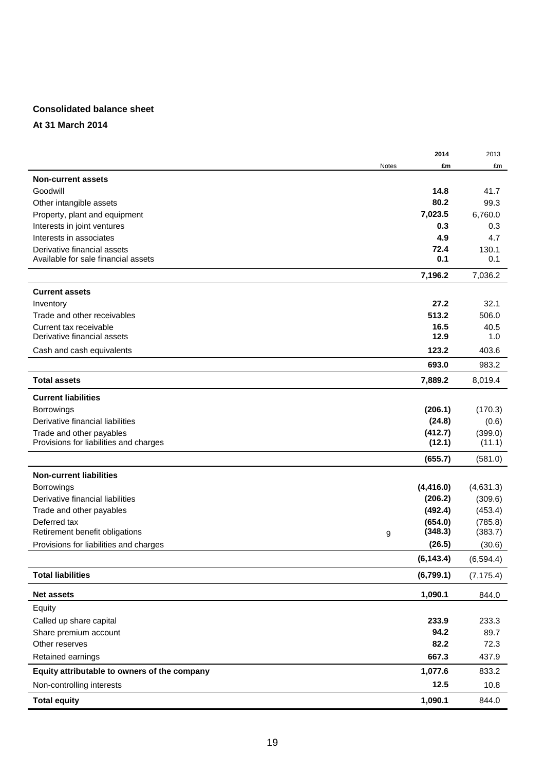**Consolidated balance sheet**

**At 31 March 2014**

| | Notes | 2014 £m | 2013 £m |
|---|---|---|---|
| **Non-current assets** | | | |
| Goodwill | | **14.8** | 41.7 |
| Other intangible assets | | **80.2** | 99.3 |
| Property, plant and equipment | | **7,023.5** | 6,760.0 |
| Interests in joint ventures | | **0.3** | 0.3 |
| Interests in associates | | **4.9** | 4.7 |
| Derivative financial assets | | **72.4** | 130.1 |
| Available for sale financial assets | | **0.1** | 0.1 |
| | | **7,196.2** | 7,036.2 |
| **Current assets** | | | |
| Inventory | | **27.2** | 32.1 |
| Trade and other receivables | | **513.2** | 506.0 |
| Current tax receivable | | **16.5** | 40.5 |
| Derivative financial assets | | **12.9** | 1.0 |
| Cash and cash equivalents | | **123.2** | 403.6 |
| | | **693.0** | 983.2 |
| **Total assets** | | **7,889.2** | 8,019.4 |
| **Current liabilities** | | | |
| Borrowings | | **(206.1)** | (170.3) |
| Derivative financial liabilities | | **(24.8)** | (0.6) |
| Trade and other payables | | **(412.7)** | (399.0) |
| Provisions for liabilities and charges | | **(12.1)** | (11.1) |
| | | **(655.7)** | (581.0) |
| **Non-current liabilities** | | | |
| Borrowings | | **(4,416.0)** | (4,631.3) |
| Derivative financial liabilities | | **(206.2)** | (309.6) |
| Trade and other payables | | **(492.4)** | (453.4) |
| Deferred tax | | **(654.0)** | (785.8) |
| Retirement benefit obligations | 9 | **(348.3)** | (383.7) |
| Provisions for liabilities and charges | | **(26.5)** | (30.6) |
| | | **(6,143.4)** | (6,594.4) |
| **Total liabilities** | | **(6,799.1)** | (7,175.4) |
| **Net assets** | | **1,090.1** | 844.0 |
| Equity | | | |
| Called up share capital | | **233.9** | 233.3 |
| Share premium account | | **94.2** | 89.7 |
| Other reserves | | **82.2** | 72.3 |
| Retained earnings | | **667.3** | 437.9 |
| **Equity attributable to owners of the company** | | **1,077.6** | 833.2 |
| Non-controlling interests | | **12.5** | 10.8 |
| **Total equity** | | **1,090.1** | 844.0 |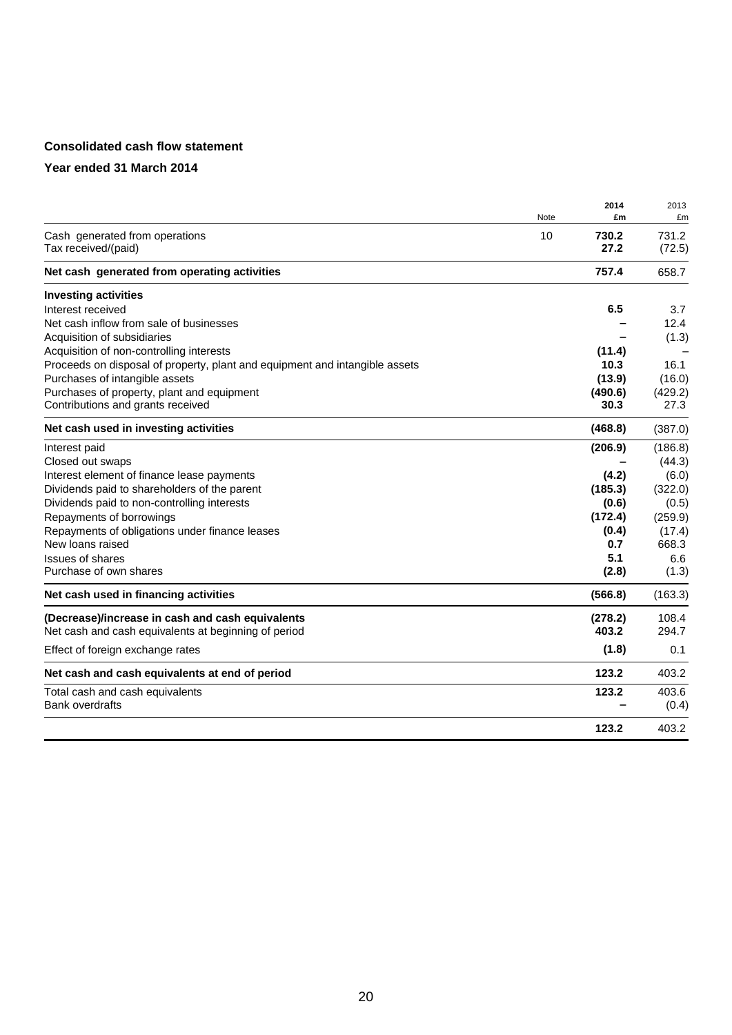**Consolidated cash flow statement**

**Year ended 31 March 2014**

| | Note | 2014 £m | 2013 £m |
|---|---|---|---|
| Cash generated from operations | 10 | **730.2** | 731.2 |
| Tax received/(paid) | | **27.2** | (72.5) |
| **Net cash generated from operating activities** | | **757.4** | 658.7 |
| **Investing activities** | | | |
| Interest received | | **6.5** | 3.7 |
| Net cash inflow from sale of businesses | | **–** | 12.4 |
| Acquisition of subsidiaries | | **–** | (1.3) |
| Acquisition of non-controlling interests | | **(11.4)** | – |
| Proceeds on disposal of property, plant and equipment and intangible assets | | **10.3** | 16.1 |
| Purchases of intangible assets | | **(13.9)** | (16.0) |
| Purchases of property, plant and equipment | | **(490.6)** | (429.2) |
| Contributions and grants received | | **30.3** | 27.3 |
| **Net cash used in investing activities** | | **(468.8)** | (387.0) |
| Interest paid | | **(206.9)** | (186.8) |
| Closed out swaps | | **–** | (44.3) |
| Interest element of finance lease payments | | **(4.2)** | (6.0) |
| Dividends paid to shareholders of the parent | | **(185.3)** | (322.0) |
| Dividends paid to non-controlling interests | | **(0.6)** | (0.5) |
| Repayments of borrowings | | **(172.4)** | (259.9) |
| Repayments of obligations under finance leases | | **(0.4)** | (17.4) |
| New loans raised | | **0.7** | 668.3 |
| Issues of shares | | **5.1** | 6.6 |
| Purchase of own shares | | **(2.8)** | (1.3) |
| **Net cash used in financing activities** | | **(566.8)** | (163.3) |
| **(Decrease)/increase in cash and cash equivalents** | | **(278.2)** | 108.4 |
| Net cash and cash equivalents at beginning of period | | **403.2** | 294.7 |
| Effect of foreign exchange rates | | **(1.8)** | 0.1 |
| **Net cash and cash equivalents at end of period** | | **123.2** | 403.2 |
| Total cash and cash equivalents | | **123.2** | 403.6 |
| Bank overdrafts | | **–** | (0.4) |
| | | **123.2** | 403.2 |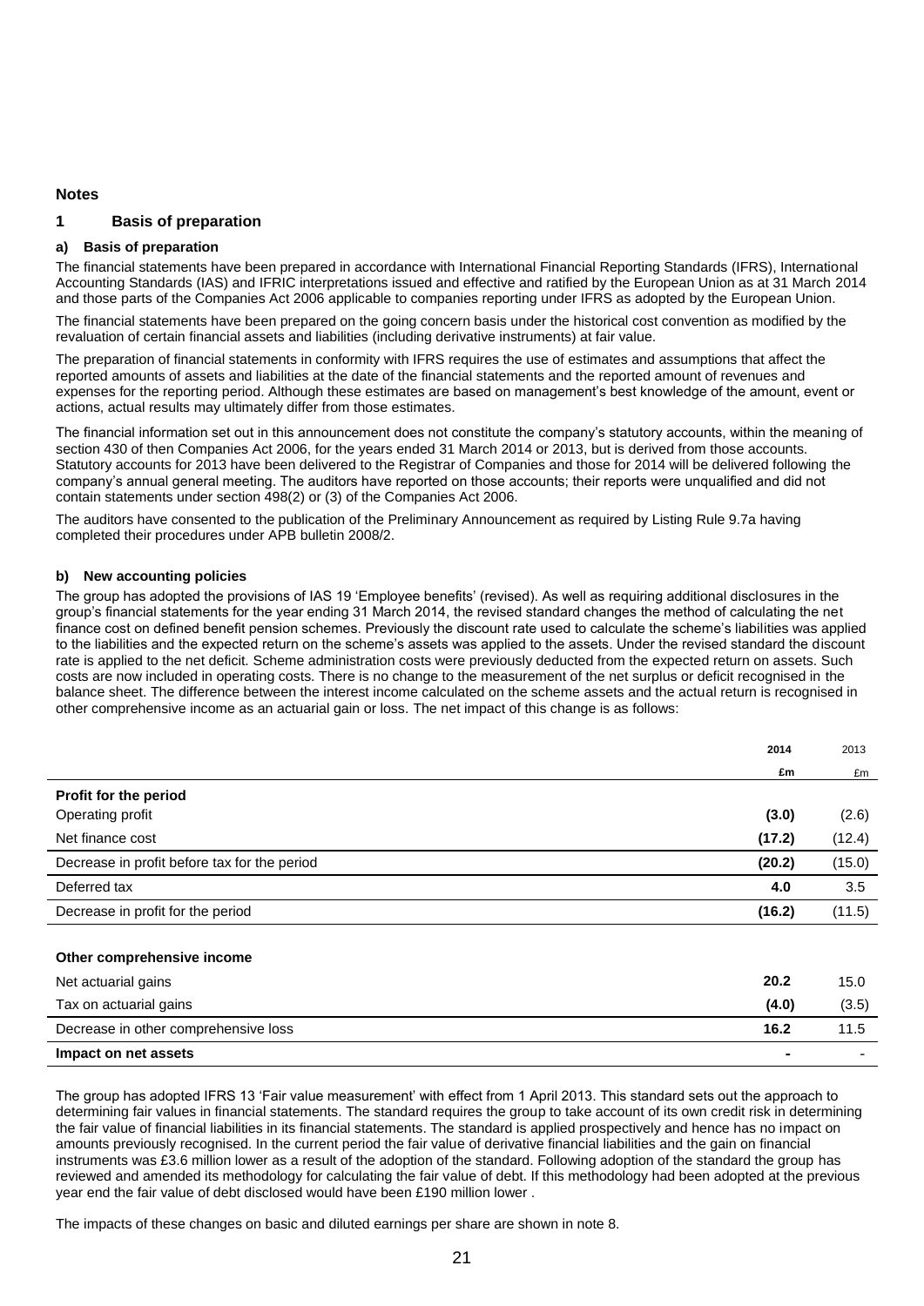## Notes

### 1 Basis of preparation

#### a) Basis of preparation

The financial statements have been prepared in accordance with International Financial Reporting Standards (IFRS), International Accounting Standards (IAS) and IFRIC interpretations issued and effective and ratified by the European Union as at 31 March 2014 and those parts of the Companies Act 2006 applicable to companies reporting under IFRS as adopted by the European Union.

The financial statements have been prepared on the going concern basis under the historical cost convention as modified by the revaluation of certain financial assets and liabilities (including derivative instruments) at fair value.

The preparation of financial statements in conformity with IFRS requires the use of estimates and assumptions that affect the reported amounts of assets and liabilities at the date of the financial statements and the reported amount of revenues and expenses for the reporting period. Although these estimates are based on management's best knowledge of the amount, event or actions, actual results may ultimately differ from those estimates.

The financial information set out in this announcement does not constitute the company's statutory accounts, within the meaning of section 430 of then Companies Act 2006, for the years ended 31 March 2014 or 2013, but is derived from those accounts. Statutory accounts for 2013 have been delivered to the Registrar of Companies and those for 2014 will be delivered following the company's annual general meeting. The auditors have reported on those accounts; their reports were unqualified and did not contain statements under section 498(2) or (3) of the Companies Act 2006.

The auditors have consented to the publication of the Preliminary Announcement as required by Listing Rule 9.7a having completed their procedures under APB bulletin 2008/2.

#### b) New accounting policies

The group has adopted the provisions of IAS 19 'Employee benefits' (revised). As well as requiring additional disclosures in the group's financial statements for the year ending 31 March 2014, the revised standard changes the method of calculating the net finance cost on defined benefit pension schemes. Previously the discount rate used to calculate the scheme's liabilities was applied to the liabilities and the expected return on the scheme's assets was applied to the assets. Under the revised standard the discount rate is applied to the net deficit. Scheme administration costs were previously deducted from the expected return on assets. Such costs are now included in operating costs. There is no change to the measurement of the net surplus or deficit recognised in the balance sheet. The difference between the interest income calculated on the scheme assets and the actual return is recognised in other comprehensive income as an actuarial gain or loss. The net impact of this change is as follows:

| | **2014** | 2013 |
|---|---|---|
| | **£m** | £m |
| **Profit for the period** | | |
| Operating profit | **(3.0)** | (2.6) |
| Net finance cost | **(17.2)** | (12.4) |
| Decrease in profit before tax for the period | **(20.2)** | (15.0) |
| Deferred tax | **4.0** | 3.5 |
| Decrease in profit for the period | **(16.2)** | (11.5) |
| | | |
| **Other comprehensive income** | | |
| Net actuarial gains | **20.2** | 15.0 |
| Tax on actuarial gains | **(4.0)** | (3.5) |
| Decrease in other comprehensive loss | **16.2** | 11.5 |
| **Impact on net assets** | **-** | - |

The group has adopted IFRS 13 'Fair value measurement' with effect from 1 April 2013. This standard sets out the approach to determining fair values in financial statements. The standard requires the group to take account of its own credit risk in determining the fair value of financial liabilities in its financial statements. The standard is applied prospectively and hence has no impact on amounts previously recognised. In the current period the fair value of derivative financial liabilities and the gain on financial instruments was £3.6 million lower as a result of the adoption of the standard. Following adoption of the standard the group has reviewed and amended its methodology for calculating the fair value of debt. If this methodology had been adopted at the previous year end the fair value of debt disclosed would have been £190 million lower .

The impacts of these changes on basic and diluted earnings per share are shown in note 8.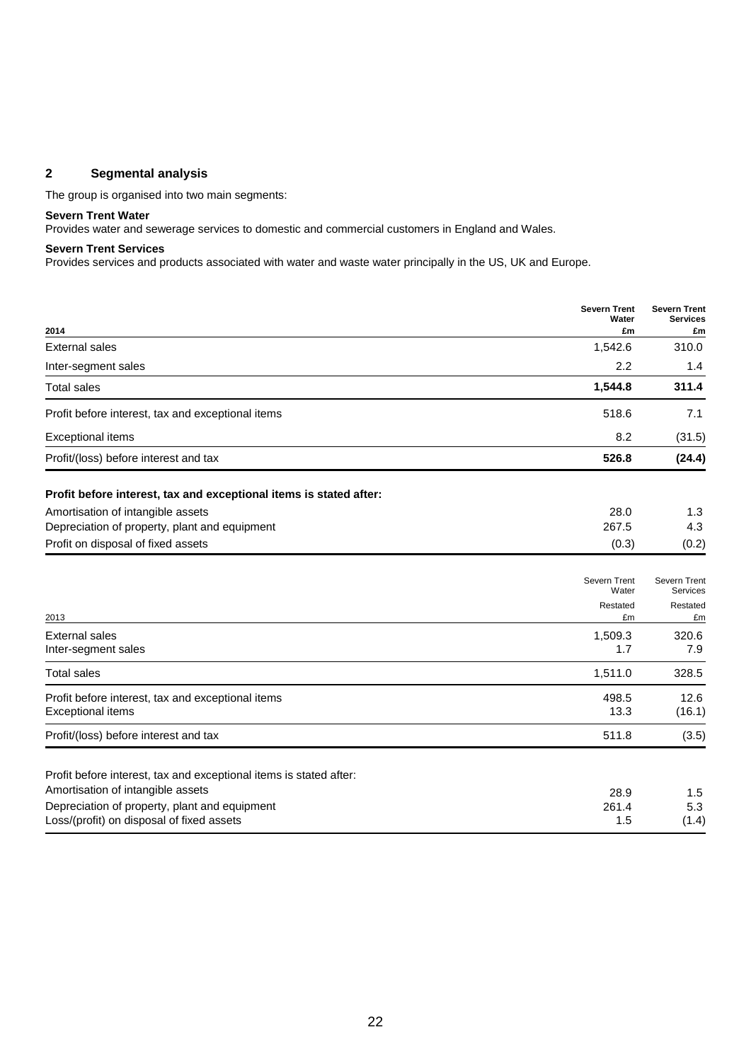## 2 Segmental analysis

The group is organised into two main segments:

**Severn Trent Water**
Provides water and sewerage services to domestic and commercial customers in England and Wales.

**Severn Trent Services**
Provides services and products associated with water and waste water principally in the US, UK and Europe.

| **2014** | **Severn Trent Water £m** | **Severn Trent Services £m** |
|---|---|---|
| External sales | 1,542.6 | 310.0 |
| Inter-segment sales | 2.2 | 1.4 |
| Total sales | **1,544.8** | **311.4** |
| Profit before interest, tax and exceptional items | 518.6 | 7.1 |
| Exceptional items | 8.2 | (31.5) |
| Profit/(loss) before interest and tax | **526.8** | **(24.4)** |
| **Profit before interest, tax and exceptional items is stated after:** | | |
| Amortisation of intangible assets | 28.0 | 1.3 |
| Depreciation of property, plant and equipment | 267.5 | 4.3 |
| Profit on disposal of fixed assets | (0.3) | (0.2) |

| 2013 | Severn Trent Water Restated £m | Severn Trent Services Restated £m |
|---|---|---|
| External sales | 1,509.3 | 320.6 |
| Inter-segment sales | 1.7 | 7.9 |
| Total sales | 1,511.0 | 328.5 |
| Profit before interest, tax and exceptional items | 498.5 | 12.6 |
| Exceptional items | 13.3 | (16.1) |
| Profit/(loss) before interest and tax | 511.8 | (3.5) |
| Profit before interest, tax and exceptional items is stated after: | | |
| Amortisation of intangible assets | 28.9 | 1.5 |
| Depreciation of property, plant and equipment | 261.4 | 5.3 |
| Loss/(profit) on disposal of fixed assets | 1.5 | (1.4) |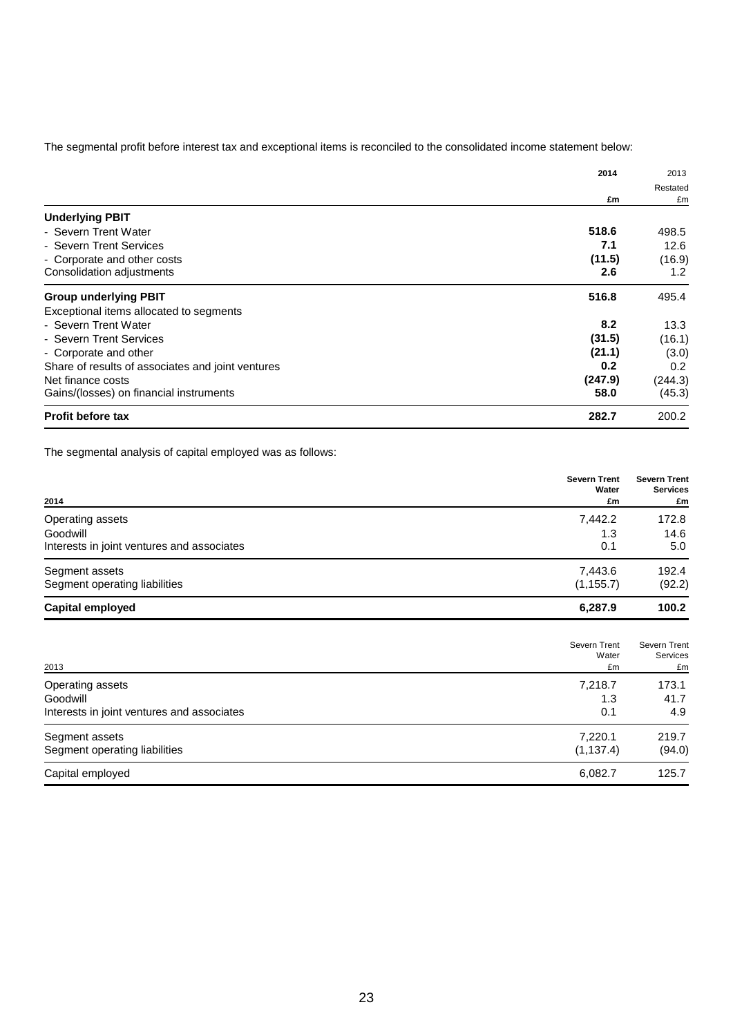The segmental profit before interest tax and exceptional items is reconciled to the consolidated income statement below:

| | 2014 | 2013 Restated |
|---|---|---|
| | £m | £m |
| **Underlying PBIT** | | |
| - Severn Trent Water | **518.6** | 498.5 |
| - Severn Trent Services | **7.1** | 12.6 |
| - Corporate and other costs | **(11.5)** | (16.9) |
| Consolidation adjustments | **2.6** | 1.2 |
| **Group underlying PBIT** | **516.8** | 495.4 |
| Exceptional items allocated to segments | | |
| - Severn Trent Water | **8.2** | 13.3 |
| - Severn Trent Services | **(31.5)** | (16.1) |
| - Corporate and other | **(21.1)** | (3.0) |
| Share of results of associates and joint ventures | **0.2** | 0.2 |
| Net finance costs | **(247.9)** | (244.3) |
| Gains/(losses) on financial instruments | **58.0** | (45.3) |
| **Profit before tax** | **282.7** | 200.2 |

The segmental analysis of capital employed was as follows:

| **2014** | **Severn Trent Water £m** | **Severn Trent Services £m** |
|---|---|---|
| Operating assets | 7,442.2 | 172.8 |
| Goodwill | 1.3 | 14.6 |
| Interests in joint ventures and associates | 0.1 | 5.0 |
| Segment assets | 7,443.6 | 192.4 |
| Segment operating liabilities | (1,155.7) | (92.2) |
| **Capital employed** | **6,287.9** | **100.2** |

| 2013 | Severn Trent Water £m | Severn Trent Services £m |
|---|---|---|
| Operating assets | 7,218.7 | 173.1 |
| Goodwill | 1.3 | 41.7 |
| Interests in joint ventures and associates | 0.1 | 4.9 |
| Segment assets | 7,220.1 | 219.7 |
| Segment operating liabilities | (1,137.4) | (94.0) |
| Capital employed | 6,082.7 | 125.7 |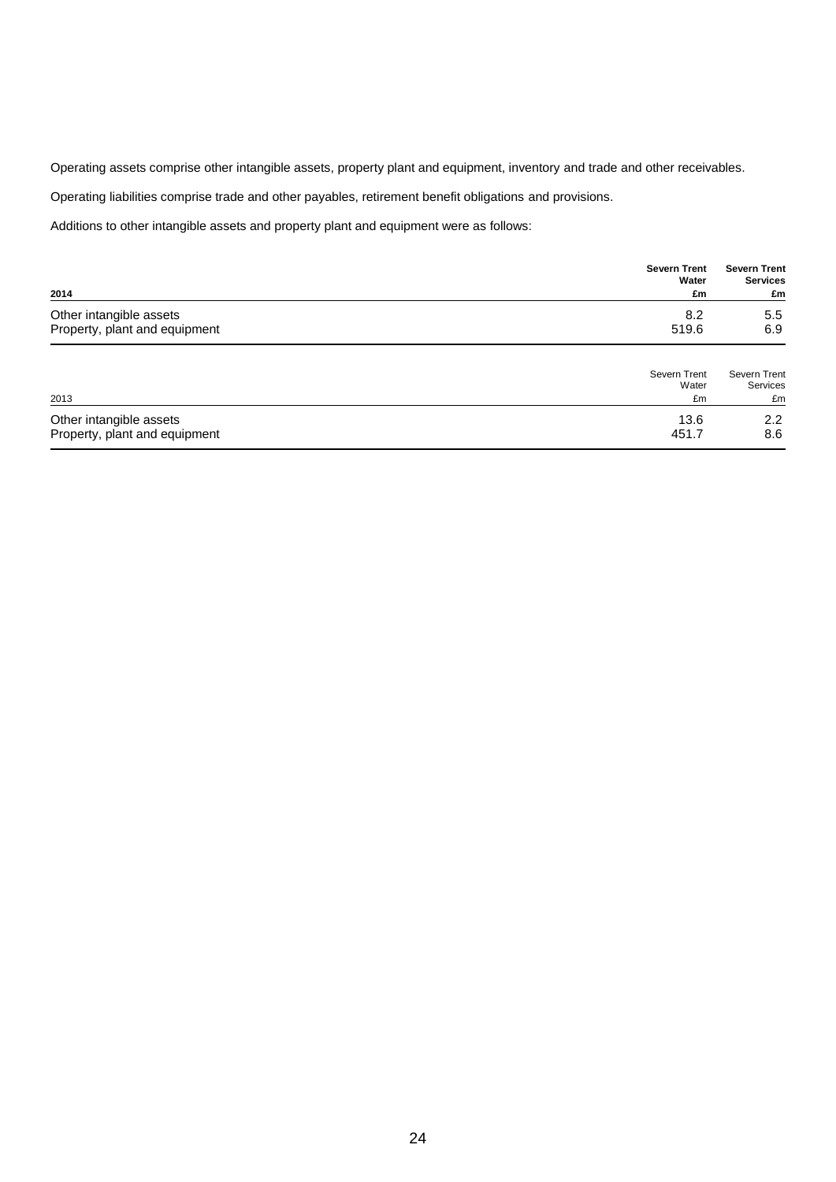Operating assets comprise other intangible assets, property plant and equipment, inventory and trade and other receivables.

Operating liabilities comprise trade and other payables, retirement benefit obligations and provisions.

Additions to other intangible assets and property plant and equipment were as follows:

| **2014** | **Severn Trent Water £m** | **Severn Trent Services £m** |
|---|---|---|
| Other intangible assets | 8.2 | 5.5 |
| Property, plant and equipment | 519.6 | 6.9 |

| 2013 | Severn Trent Water £m | Severn Trent Services £m |
|---|---|---|
| Other intangible assets | 13.6 | 2.2 |
| Property, plant and equipment | 451.7 | 8.6 |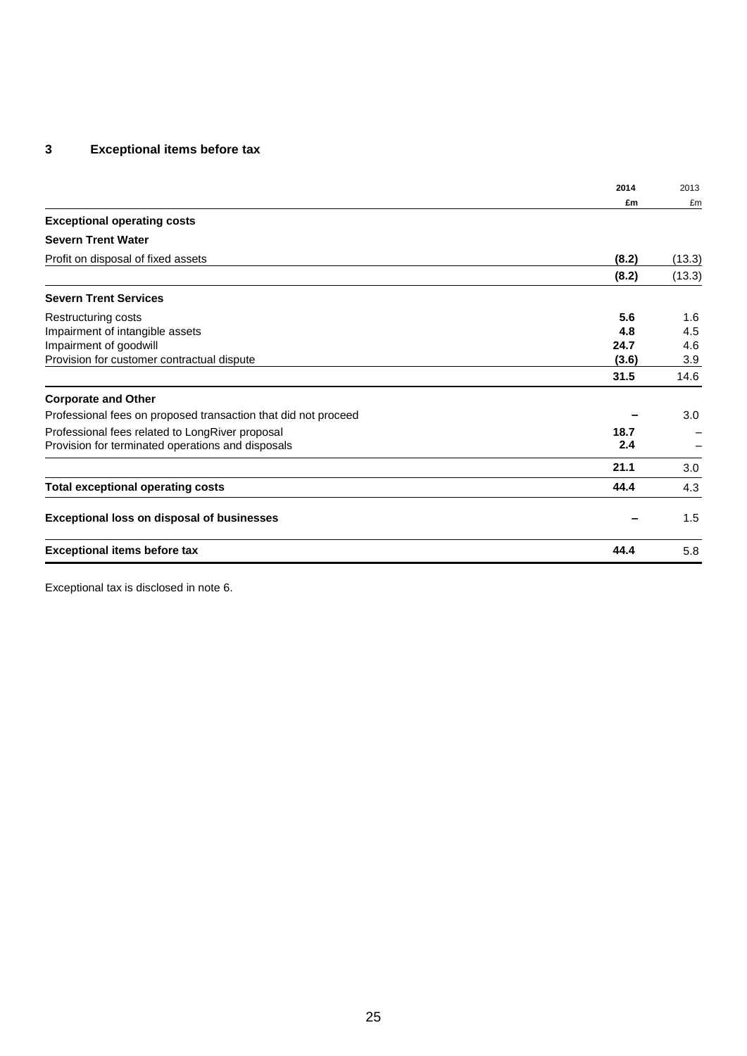## 3 Exceptional items before tax

| | 2014 £m | 2013 £m |
|---|---|---|
| **Exceptional operating costs** | | |
| **Severn Trent Water** | | |
| Profit on disposal of fixed assets | **(8.2)** | (13.3) |
| | **(8.2)** | (13.3) |
| **Severn Trent Services** | | |
| Restructuring costs | **5.6** | 1.6 |
| Impairment of intangible assets | **4.8** | 4.5 |
| Impairment of goodwill | **24.7** | 4.6 |
| Provision for customer contractual dispute | **(3.6)** | 3.9 |
| | **31.5** | 14.6 |
| **Corporate and Other** | | |
| Professional fees on proposed transaction that did not proceed | **–** | 3.0 |
| Professional fees related to LongRiver proposal | **18.7** | – |
| Provision for terminated operations and disposals | **2.4** | – |
| | **21.1** | 3.0 |
| **Total exceptional operating costs** | **44.4** | 4.3 |
| **Exceptional loss on disposal of businesses** | **–** | 1.5 |
| **Exceptional items before tax** | **44.4** | 5.8 |

Exceptional tax is disclosed in note 6.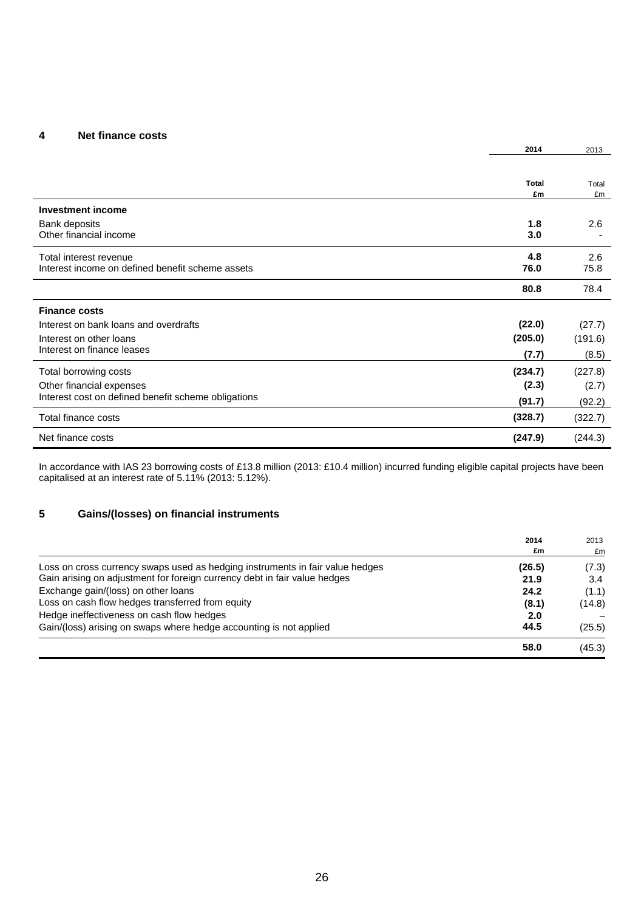## 4 Net finance costs

| | 2014 | 2013 |
|---|---|---|
| | **Total** **£m** | Total £m |
| **Investment income** | | |
| Bank deposits | **1.8** | 2.6 |
| Other financial income | **3.0** | - |
| Total interest revenue | **4.8** | 2.6 |
| Interest income on defined benefit scheme assets | **76.0** | 75.8 |
| | **80.8** | 78.4 |
| **Finance costs** | | |
| Interest on bank loans and overdrafts | **(22.0)** | (27.7) |
| Interest on other loans | **(205.0)** | (191.6) |
| Interest on finance leases | **(7.7)** | (8.5) |
| Total borrowing costs | **(234.7)** | (227.8) |
| Other financial expenses | **(2.3)** | (2.7) |
| Interest cost on defined benefit scheme obligations | **(91.7)** | (92.2) |
| Total finance costs | **(328.7)** | (322.7) |
| Net finance costs | **(247.9)** | (244.3) |

In accordance with IAS 23 borrowing costs of £13.8 million (2013: £10.4 million) incurred funding eligible capital projects have been capitalised at an interest rate of 5.11% (2013: 5.12%).

## 5 Gains/(losses) on financial instruments

| | 2014 £m | 2013 £m |
|---|---|---|
| Loss on cross currency swaps used as hedging instruments in fair value hedges | **(26.5)** | (7.3) |
| Gain arising on adjustment for foreign currency debt in fair value hedges | **21.9** | 3.4 |
| Exchange gain/(loss) on other loans | **24.2** | (1.1) |
| Loss on cash flow hedges transferred from equity | **(8.1)** | (14.8) |
| Hedge ineffectiveness on cash flow hedges | **2.0** | – |
| Gain/(loss) arising on swaps where hedge accounting is not applied | **44.5** | (25.5) |
| | **58.0** | (45.3) |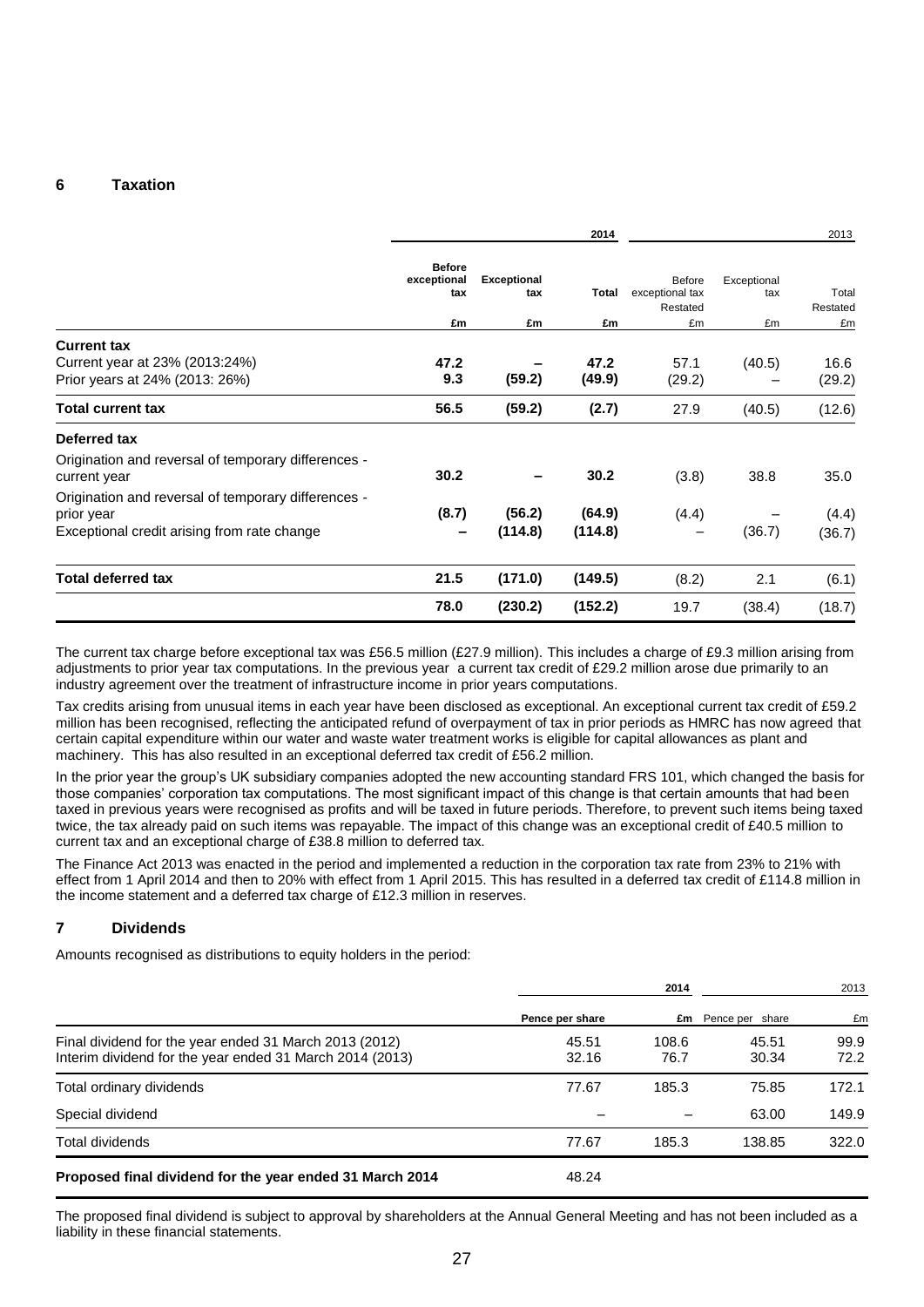## 6 Taxation

| | 2014 | | | 2013 | | |
|---|---|---|---|---|---|---|
| | **Before exceptional tax** | **Exceptional tax** | **Total** | Before exceptional tax Restated | Exceptional tax | Total Restated |
| | **£m** | **£m** | **£m** | £m | £m | £m |
| **Current tax** | | | | | | |
| Current year at 23% (2013:24%) | **47.2** | **–** | **47.2** | 57.1 | (40.5) | 16.6 |
| Prior years at 24% (2013: 26%) | **9.3** | **(59.2)** | **(49.9)** | (29.2) | – | (29.2) |
| **Total current tax** | **56.5** | **(59.2)** | **(2.7)** | 27.9 | (40.5) | (12.6) |
| **Deferred tax** | | | | | | |
| Origination and reversal of temporary differences - current year | **30.2** | **–** | **30.2** | (3.8) | 38.8 | 35.0 |
| Origination and reversal of temporary differences - prior year | **(8.7)** | **(56.2)** | **(64.9)** | (4.4) | – | (4.4) |
| Exceptional credit arising from rate change | **–** | **(114.8)** | **(114.8)** | – | (36.7) | (36.7) |
| **Total deferred tax** | **21.5** | **(171.0)** | **(149.5)** | (8.2) | 2.1 | (6.1) |
| | **78.0** | **(230.2)** | **(152.2)** | 19.7 | (38.4) | (18.7) |

The current tax charge before exceptional tax was £56.5 million (£27.9 million). This includes a charge of £9.3 million arising from adjustments to prior year tax computations. In the previous year a current tax credit of £29.2 million arose due primarily to an industry agreement over the treatment of infrastructure income in prior years computations.

Tax credits arising from unusual items in each year have been disclosed as exceptional. An exceptional current tax credit of £59.2 million has been recognised, reflecting the anticipated refund of overpayment of tax in prior periods as HMRC has now agreed that certain capital expenditure within our water and waste water treatment works is eligible for capital allowances as plant and machinery. This has also resulted in an exceptional deferred tax credit of £56.2 million.

In the prior year the group's UK subsidiary companies adopted the new accounting standard FRS 101, which changed the basis for those companies' corporation tax computations. The most significant impact of this change is that certain amounts that had been taxed in previous years were recognised as profits and will be taxed in future periods. Therefore, to prevent such items being taxed twice, the tax already paid on such items was repayable. The impact of this change was an exceptional credit of £40.5 million to current tax and an exceptional charge of £38.8 million to deferred tax.

The Finance Act 2013 was enacted in the period and implemented a reduction in the corporation tax rate from 23% to 21% with effect from 1 April 2014 and then to 20% with effect from 1 April 2015. This has resulted in a deferred tax credit of £114.8 million in the income statement and a deferred tax charge of £12.3 million in reserves.

## 7 Dividends

Amounts recognised as distributions to equity holders in the period:

| | 2014 | | 2013 | |
|---|---|---|---|---|
| | **Pence per share** | **£m** | Pence per share | £m |
| Final dividend for the year ended 31 March 2013 (2012) | 45.51 | 108.6 | 45.51 | 99.9 |
| Interim dividend for the year ended 31 March 2014 (2013) | 32.16 | 76.7 | 30.34 | 72.2 |
| Total ordinary dividends | 77.67 | 185.3 | 75.85 | 172.1 |
| Special dividend | – | – | 63.00 | 149.9 |
| Total dividends | 77.67 | 185.3 | 138.85 | 322.0 |
| **Proposed final dividend for the year ended 31 March 2014** | 48.24 | | | |

The proposed final dividend is subject to approval by shareholders at the Annual General Meeting and has not been included as a liability in these financial statements.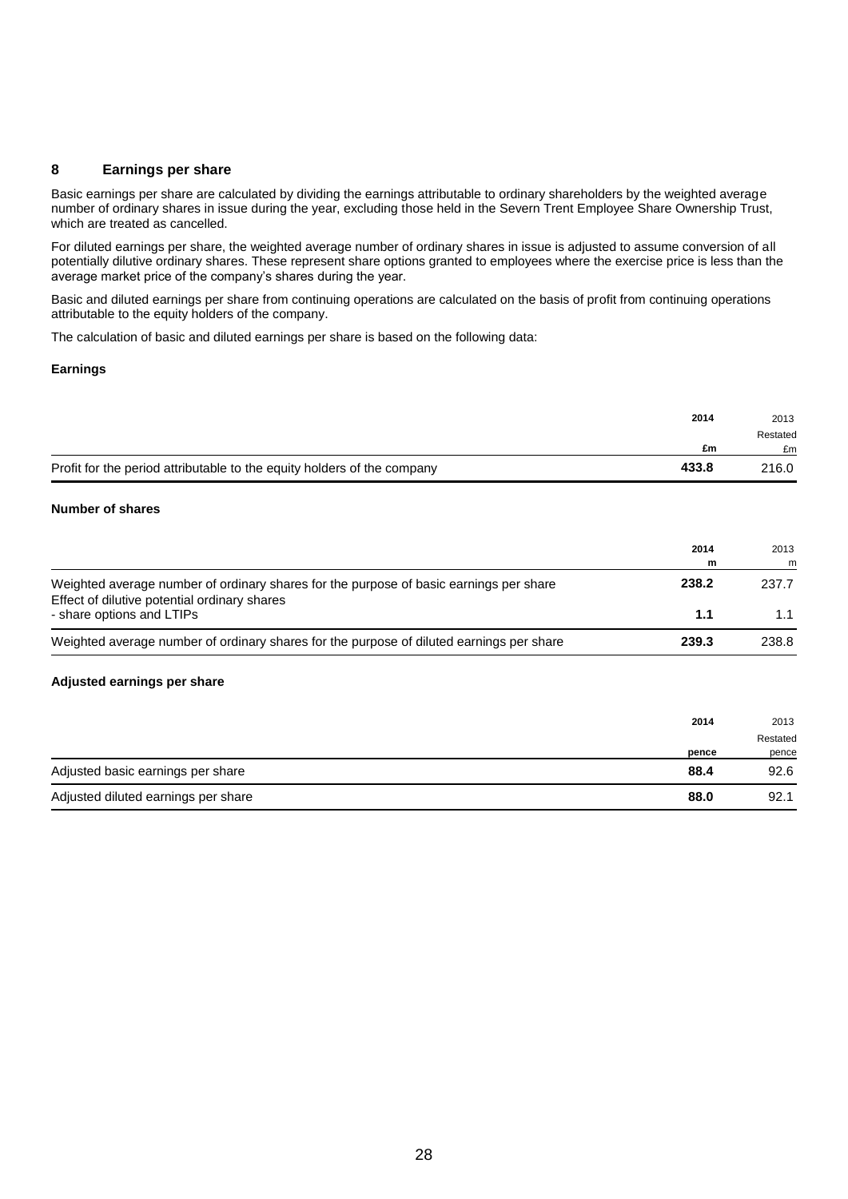## 8 Earnings per share

Basic earnings per share are calculated by dividing the earnings attributable to ordinary shareholders by the weighted average number of ordinary shares in issue during the year, excluding those held in the Severn Trent Employee Share Ownership Trust, which are treated as cancelled.

For diluted earnings per share, the weighted average number of ordinary shares in issue is adjusted to assume conversion of all potentially dilutive ordinary shares. These represent share options granted to employees where the exercise price is less than the average market price of the company's shares during the year.

Basic and diluted earnings per share from continuing operations are calculated on the basis of profit from continuing operations attributable to the equity holders of the company.

The calculation of basic and diluted earnings per share is based on the following data:

### Earnings

| | 2014<br>£m | 2013<br>Restated<br>£m |
|---|---|---|
| Profit for the period attributable to the equity holders of the company | **433.8** | 216.0 |

### Number of shares

| | 2014<br>m | 2013<br>m |
|---|---|---|
| Weighted average number of ordinary shares for the purpose of basic earnings per share | **238.2** | 237.7 |
| Effect of dilutive potential ordinary shares<br>- share options and LTIPs | **1.1** | 1.1 |
| Weighted average number of ordinary shares for the purpose of diluted earnings per share | **239.3** | 238.8 |

### Adjusted earnings per share

| | 2014<br>pence | 2013<br>Restated<br>pence |
|---|---|---|
| Adjusted basic earnings per share | **88.4** | 92.6 |
| Adjusted diluted earnings per share | **88.0** | 92.1 |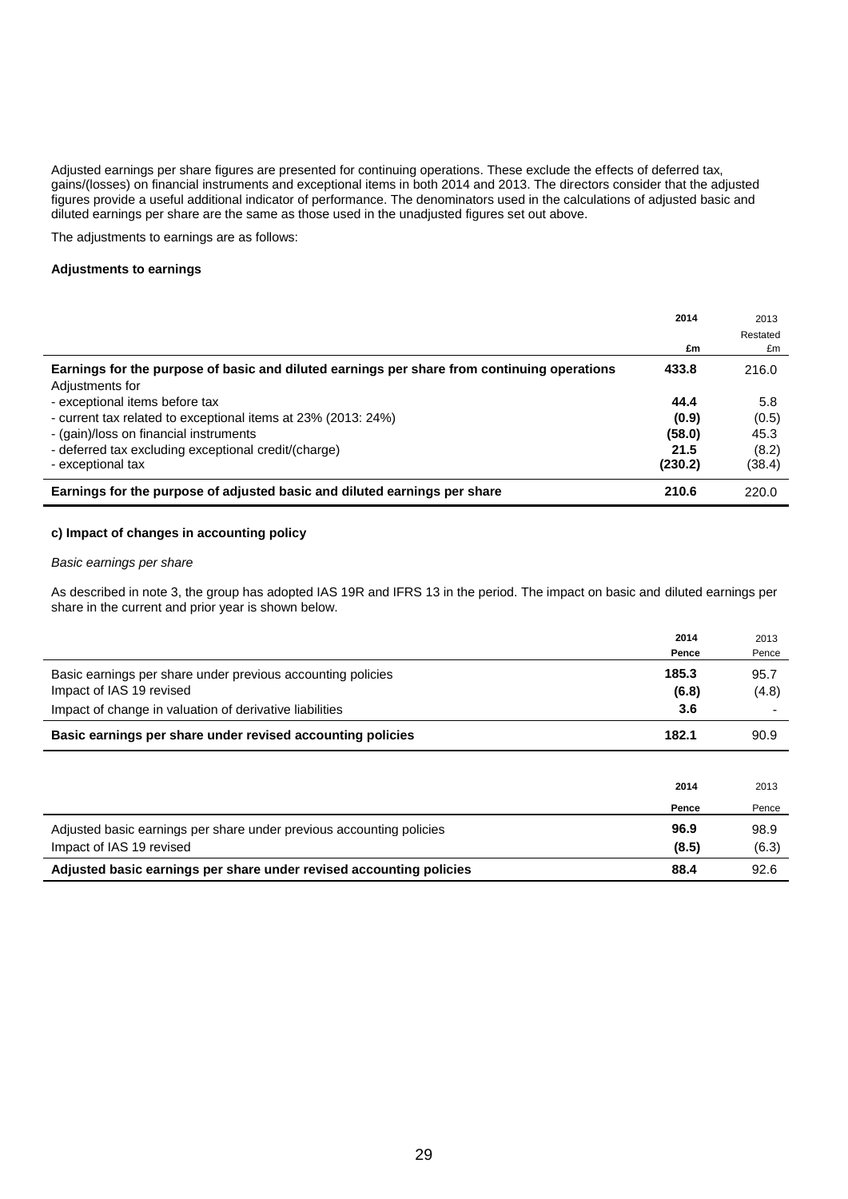Adjusted earnings per share figures are presented for continuing operations. These exclude the effects of deferred tax, gains/(losses) on financial instruments and exceptional items in both 2014 and 2013. The directors consider that the adjusted figures provide a useful additional indicator of performance. The denominators used in the calculations of adjusted basic and diluted earnings per share are the same as those used in the unadjusted figures set out above.

The adjustments to earnings are as follows:

**Adjustments to earnings**

| | 2014 £m | 2013 Restated £m |
|---|---|---|
| **Earnings for the purpose of basic and diluted earnings per share from continuing operations** | **433.8** | 216.0 |
| Adjustments for | | |
| - exceptional items before tax | **44.4** | 5.8 |
| - current tax related to exceptional items at 23% (2013: 24%) | **(0.9)** | (0.5) |
| - (gain)/loss on financial instruments | **(58.0)** | 45.3 |
| - deferred tax excluding exceptional credit/(charge) | **21.5** | (8.2) |
| - exceptional tax | **(230.2)** | (38.4) |
| **Earnings for the purpose of adjusted basic and diluted earnings per share** | **210.6** | 220.0 |

**c) Impact of changes in accounting policy**

*Basic earnings per share*

As described in note 3, the group has adopted IAS 19R and IFRS 13 in the period. The impact on basic and diluted earnings per share in the current and prior year is shown below.

| | 2014 Pence | 2013 Pence |
|---|---|---|
| Basic earnings per share under previous accounting policies | **185.3** | 95.7 |
| Impact of IAS 19 revised | **(6.8)** | (4.8) |
| Impact of change in valuation of derivative liabilities | **3.6** | - |
| **Basic earnings per share under revised accounting policies** | **182.1** | 90.9 |

| | 2014 Pence | 2013 Pence |
|---|---|---|
| Adjusted basic earnings per share under previous accounting policies | **96.9** | 98.9 |
| Impact of IAS 19 revised | **(8.5)** | (6.3) |
| **Adjusted basic earnings per share under revised accounting policies** | **88.4** | 92.6 |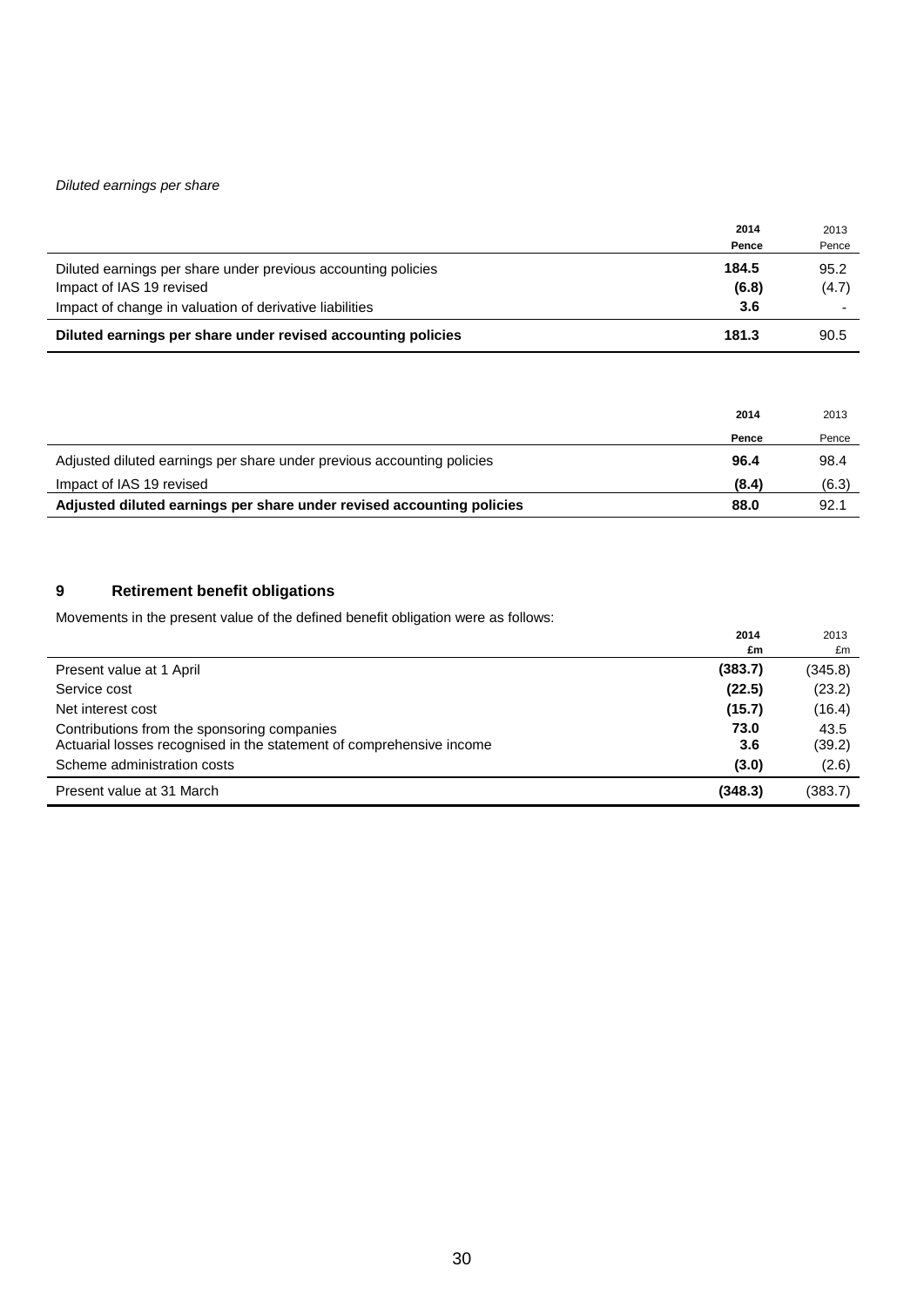*Diluted earnings per share*

| | 2014 Pence | 2013 Pence |
|---|---|---|
| Diluted earnings per share under previous accounting policies | **184.5** | 95.2 |
| Impact of IAS 19 revised | **(6.8)** | (4.7) |
| Impact of change in valuation of derivative liabilities | **3.6** | - |
| **Diluted earnings per share under revised accounting policies** | **181.3** | 90.5 |

| | 2014 Pence | 2013 Pence |
|---|---|---|
| Adjusted diluted earnings per share under previous accounting policies | **96.4** | 98.4 |
| Impact of IAS 19 revised | **(8.4)** | (6.3) |
| **Adjusted diluted earnings per share under revised accounting policies** | **88.0** | 92.1 |

## 9 Retirement benefit obligations

Movements in the present value of the defined benefit obligation were as follows:

| | 2014 £m | 2013 £m |
|---|---|---|
| Present value at 1 April | **(383.7)** | (345.8) |
| Service cost | **(22.5)** | (23.2) |
| Net interest cost | **(15.7)** | (16.4) |
| Contributions from the sponsoring companies | **73.0** | 43.5 |
| Actuarial losses recognised in the statement of comprehensive income | **3.6** | (39.2) |
| Scheme administration costs | **(3.0)** | (2.6) |
| Present value at 31 March | **(348.3)** | (383.7) |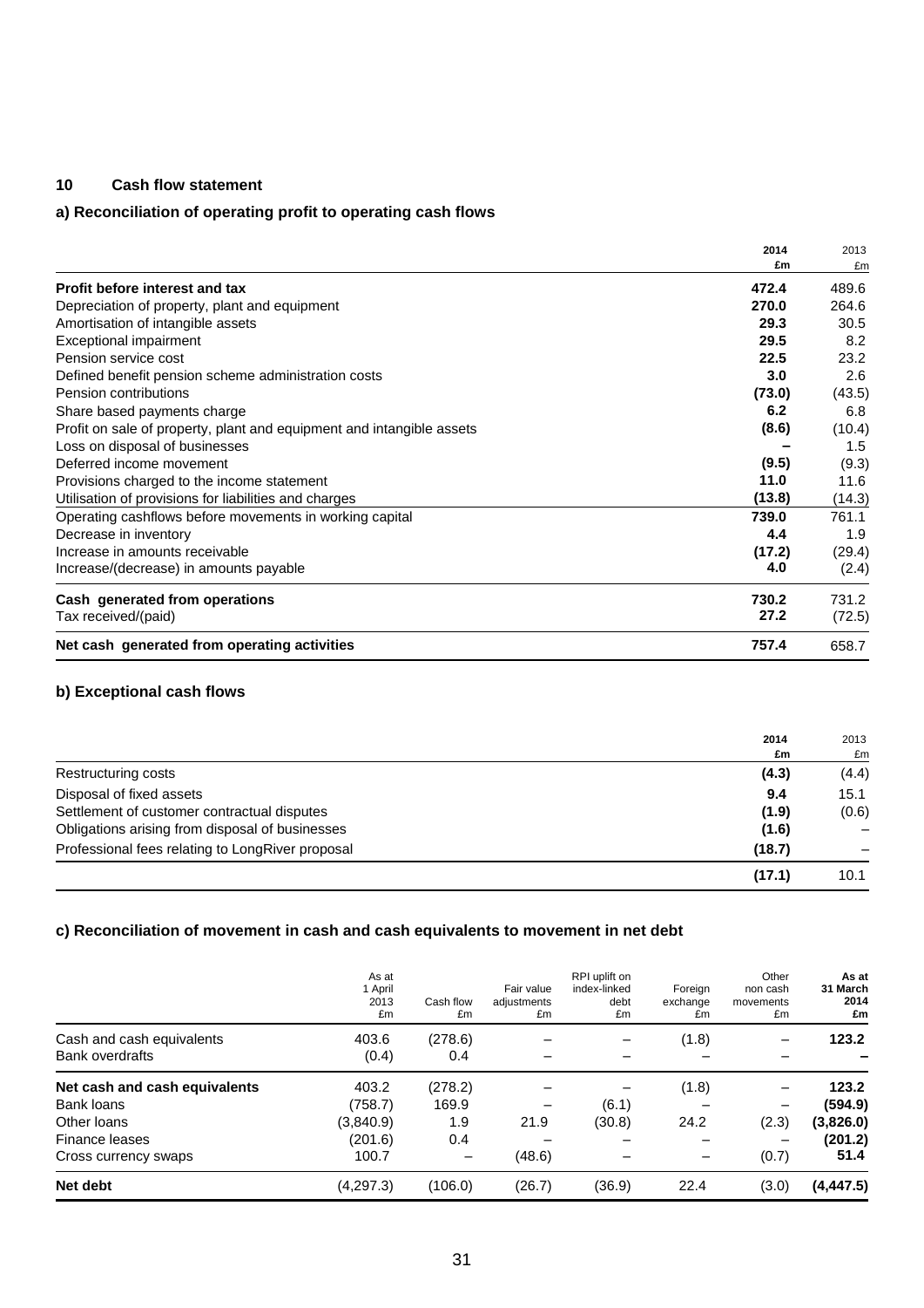## 10 Cash flow statement

### a) Reconciliation of operating profit to operating cash flows

| | 2014 £m | 2013 £m |
|---|---|---|
| **Profit before interest and tax** | **472.4** | 489.6 |
| Depreciation of property, plant and equipment | **270.0** | 264.6 |
| Amortisation of intangible assets | **29.3** | 30.5 |
| Exceptional impairment | **29.5** | 8.2 |
| Pension service cost | **22.5** | 23.2 |
| Defined benefit pension scheme administration costs | **3.0** | 2.6 |
| Pension contributions | **(73.0)** | (43.5) |
| Share based payments charge | **6.2** | 6.8 |
| Profit on sale of property, plant and equipment and intangible assets | **(8.6)** | (10.4) |
| Loss on disposal of businesses | **–** | 1.5 |
| Deferred income movement | **(9.5)** | (9.3) |
| Provisions charged to the income statement | **11.0** | 11.6 |
| Utilisation of provisions for liabilities and charges | **(13.8)** | (14.3) |
| Operating cashflows before movements in working capital | **739.0** | 761.1 |
| Decrease in inventory | **4.4** | 1.9 |
| Increase in amounts receivable | **(17.2)** | (29.4) |
| Increase/(decrease) in amounts payable | **4.0** | (2.4) |
| **Cash generated from operations** | **730.2** | 731.2 |
| Tax received/(paid) | **27.2** | (72.5) |
| **Net cash generated from operating activities** | **757.4** | 658.7 |

### b) Exceptional cash flows

| | 2014 £m | 2013 £m |
|---|---|---|
| Restructuring costs | **(4.3)** | (4.4) |
| Disposal of fixed assets | **9.4** | 15.1 |
| Settlement of customer contractual disputes | **(1.9)** | (0.6) |
| Obligations arising from disposal of businesses | **(1.6)** | – |
| Professional fees relating to LongRiver proposal | **(18.7)** | – |
| | **(17.1)** | 10.1 |

### c) Reconciliation of movement in cash and cash equivalents to movement in net debt

| | As at 1 April 2013 £m | Cash flow £m | Fair value adjustments £m | RPI uplift on index-linked debt £m | Foreign exchange £m | Other non cash movements £m | As at 31 March 2014 £m |
|---|---|---|---|---|---|---|---|
| Cash and cash equivalents | 403.6 | (278.6) | – | – | (1.8) | – | **123.2** |
| Bank overdrafts | (0.4) | 0.4 | – | – | – | – | **–** |
| **Net cash and cash equivalents** | 403.2 | (278.2) | – | – | (1.8) | – | **123.2** |
| Bank loans | (758.7) | 169.9 | – | (6.1) | – | – | **(594.9)** |
| Other loans | (3,840.9) | 1.9 | 21.9 | (30.8) | 24.2 | (2.3) | **(3,826.0)** |
| Finance leases | (201.6) | 0.4 | – | – | – | – | **(201.2)** |
| Cross currency swaps | 100.7 | – | (48.6) | – | – | (0.7) | **51.4** |
| **Net debt** | (4,297.3) | (106.0) | (26.7) | (36.9) | 22.4 | (3.0) | **(4,447.5)** |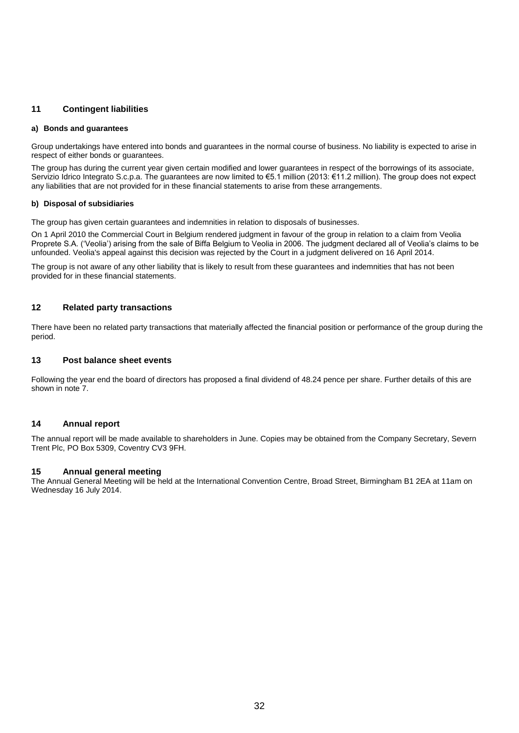## 11 Contingent liabilities

### a) Bonds and guarantees

Group undertakings have entered into bonds and guarantees in the normal course of business. No liability is expected to arise in respect of either bonds or guarantees.

The group has during the current year given certain modified and lower guarantees in respect of the borrowings of its associate, Servizio Idrico Integrato S.c.p.a. The guarantees are now limited to €5.1 million (2013: €11.2 million). The group does not expect any liabilities that are not provided for in these financial statements to arise from these arrangements.

### b) Disposal of subsidiaries

The group has given certain guarantees and indemnities in relation to disposals of businesses.

On 1 April 2010 the Commercial Court in Belgium rendered judgment in favour of the group in relation to a claim from Veolia Proprete S.A. ('Veolia') arising from the sale of Biffa Belgium to Veolia in 2006. The judgment declared all of Veolia's claims to be unfounded. Veolia's appeal against this decision was rejected by the Court in a judgment delivered on 16 April 2014.

The group is not aware of any other liability that is likely to result from these guarantees and indemnities that has not been provided for in these financial statements.

## 12 Related party transactions

There have been no related party transactions that materially affected the financial position or performance of the group during the period.

## 13 Post balance sheet events

Following the year end the board of directors has proposed a final dividend of 48.24 pence per share. Further details of this are shown in note 7.

## 14 Annual report

The annual report will be made available to shareholders in June. Copies may be obtained from the Company Secretary, Severn Trent Plc, PO Box 5309, Coventry CV3 9FH.

## 15 Annual general meeting

The Annual General Meeting will be held at the International Convention Centre, Broad Street, Birmingham B1 2EA at 11am on Wednesday 16 July 2014.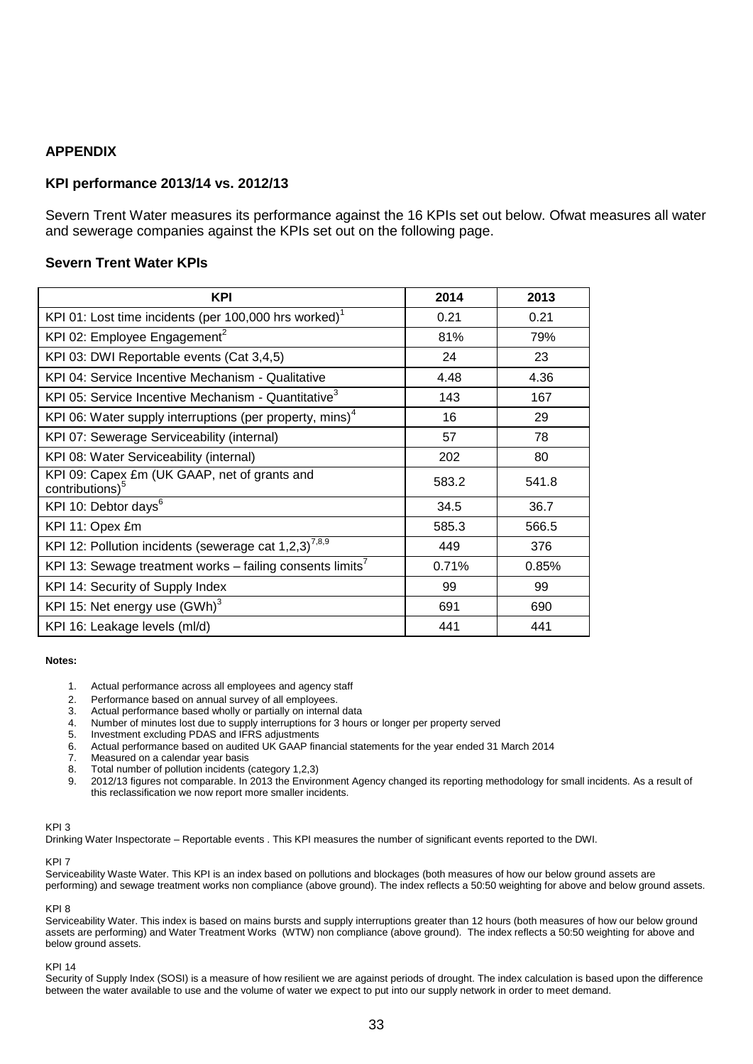## APPENDIX

### KPI performance 2013/14 vs. 2012/13

Severn Trent Water measures its performance against the 16 KPIs set out below. Ofwat measures all water and sewerage companies against the KPIs set out on the following page.

### Severn Trent Water KPIs

| KPI | 2014 | 2013 |
|---|---|---|
| KPI 01: Lost time incidents (per 100,000 hrs worked)[1] | 0.21 | 0.21 |
| KPI 02: Employee Engagement[2] | 81% | 79% |
| KPI 03: DWI Reportable events (Cat 3,4,5) | 24 | 23 |
| KPI 04: Service Incentive Mechanism - Qualitative | 4.48 | 4.36 |
| KPI 05: Service Incentive Mechanism - Quantitative[3] | 143 | 167 |
| KPI 06: Water supply interruptions (per property, mins)[4] | 16 | 29 |
| KPI 07: Sewerage Serviceability (internal) | 57 | 78 |
| KPI 08: Water Serviceability (internal) | 202 | 80 |
| KPI 09: Capex £m (UK GAAP, net of grants and contributions)[5] | 583.2 | 541.8 |
| KPI 10: Debtor days[6] | 34.5 | 36.7 |
| KPI 11: Opex £m | 585.3 | 566.5 |
| KPI 12: Pollution incidents (sewerage cat 1,2,3)[7,8,9] | 449 | 376 |
| KPI 13: Sewage treatment works – failing consents limits[7] | 0.71% | 0.85% |
| KPI 14: Security of Supply Index | 99 | 99 |
| KPI 15: Net energy use (GWh)[3] | 691 | 690 |
| KPI 16: Leakage levels (ml/d) | 441 | 441 |

**Notes:**

1. Actual performance across all employees and agency staff
2. Performance based on annual survey of all employees.
3. Actual performance based wholly or partially on internal data
4. Number of minutes lost due to supply interruptions for 3 hours or longer per property served
5. Investment excluding PDAS and IFRS adjustments
6. Actual performance based on audited UK GAAP financial statements for the year ended 31 March 2014
7. Measured on a calendar year basis
8. Total number of pollution incidents (category 1,2,3)
9. 2012/13 figures not comparable. In 2013 the Environment Agency changed its reporting methodology for small incidents. As a result of this reclassification we now report more smaller incidents.

KPI 3

Drinking Water Inspectorate – Reportable events . This KPI measures the number of significant events reported to the DWI.

KPI 7

Serviceability Waste Water. This KPI is an index based on pollutions and blockages (both measures of how our below ground assets are performing) and sewage treatment works non compliance (above ground). The index reflects a 50:50 weighting for above and below ground assets.

KPI 8

Serviceability Water. This index is based on mains bursts and supply interruptions greater than 12 hours (both measures of how our below ground assets are performing) and Water Treatment Works (WTW) non compliance (above ground). The index reflects a 50:50 weighting for above and below ground assets.

KPI 14

Security of Supply Index (SOSI) is a measure of how resilient we are against periods of drought. The index calculation is based upon the difference between the water available to use and the volume of water we expect to put into our supply network in order to meet demand.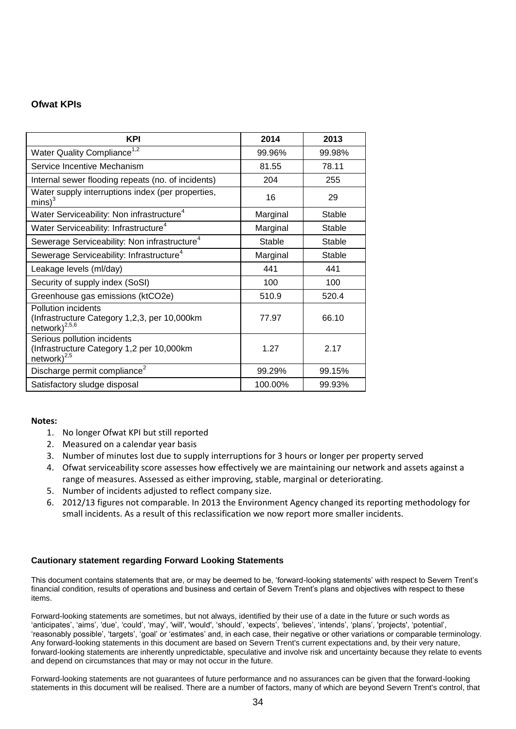### Ofwat KPIs

| KPI | 2014 | 2013 |
| --- | --- | --- |
| Water Quality Compliance[1,2] | 99.96% | 99.98% |
| Service Incentive Mechanism | 81.55 | 78.11 |
| Internal sewer flooding repeats (no. of incidents) | 204 | 255 |
| Water supply interruptions index (per properties, mins)[3] | 16 | 29 |
| Water Serviceability: Non infrastructure[4] | Marginal | Stable |
| Water Serviceability: Infrastructure[4] | Marginal | Stable |
| Sewerage Serviceability: Non infrastructure[4] | Stable | Stable |
| Sewerage Serviceability: Infrastructure[4] | Marginal | Stable |
| Leakage levels (ml/day) | 441 | 441 |
| Security of supply index (SoSI) | 100 | 100 |
| Greenhouse gas emissions (ktCO2e) | 510.9 | 520.4 |
| Pollution incidents (Infrastructure Category 1,2,3, per 10,000km network)[2,5,6] | 77.97 | 66.10 |
| Serious pollution incidents (Infrastructure Category 1,2 per 10,000km network)[2,5] | 1.27 | 2.17 |
| Discharge permit compliance[2] | 99.29% | 99.15% |
| Satisfactory sludge disposal | 100.00% | 99.93% |

**Notes:**

1. No longer Ofwat KPI but still reported
2. Measured on a calendar year basis
3. Number of minutes lost due to supply interruptions for 3 hours or longer per property served
4. Ofwat serviceability score assesses how effectively we are maintaining our network and assets against a range of measures. Assessed as either improving, stable, marginal or deteriorating.
5. Number of incidents adjusted to reflect company size.
6. 2012/13 figures not comparable. In 2013 the Environment Agency changed its reporting methodology for small incidents. As a result of this reclassification we now report more smaller incidents.

#### Cautionary statement regarding Forward Looking Statements

This document contains statements that are, or may be deemed to be, 'forward-looking statements' with respect to Severn Trent's financial condition, results of operations and business and certain of Severn Trent's plans and objectives with respect to these items.

Forward-looking statements are sometimes, but not always, identified by their use of a date in the future or such words as 'anticipates', 'aims', 'due', 'could', 'may', 'will', 'would', 'should', 'expects', 'believes', 'intends', 'plans', 'projects', 'potential', 'reasonably possible', 'targets', 'goal' or 'estimates' and, in each case, their negative or other variations or comparable terminology. Any forward-looking statements in this document are based on Severn Trent's current expectations and, by their very nature, forward-looking statements are inherently unpredictable, speculative and involve risk and uncertainty because they relate to events and depend on circumstances that may or may not occur in the future.

Forward-looking statements are not guarantees of future performance and no assurances can be given that the forward-looking statements in this document will be realised. There are a number of factors, many of which are beyond Severn Trent's control, that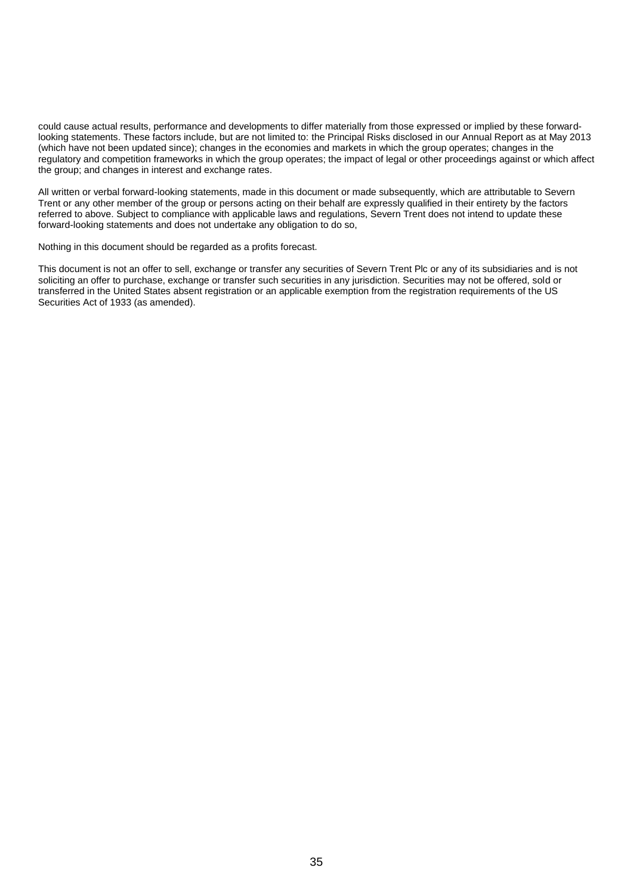could cause actual results, performance and developments to differ materially from those expressed or implied by these forward-looking statements. These factors include, but are not limited to: the Principal Risks disclosed in our Annual Report as at May 2013 (which have not been updated since); changes in the economies and markets in which the group operates; changes in the regulatory and competition frameworks in which the group operates; the impact of legal or other proceedings against or which affect the group; and changes in interest and exchange rates.

All written or verbal forward-looking statements, made in this document or made subsequently, which are attributable to Severn Trent or any other member of the group or persons acting on their behalf are expressly qualified in their entirety by the factors referred to above. Subject to compliance with applicable laws and regulations, Severn Trent does not intend to update these forward-looking statements and does not undertake any obligation to do so,

Nothing in this document should be regarded as a profits forecast.

This document is not an offer to sell, exchange or transfer any securities of Severn Trent Plc or any of its subsidiaries and is not soliciting an offer to purchase, exchange or transfer such securities in any jurisdiction. Securities may not be offered, sold or transferred in the United States absent registration or an applicable exemption from the registration requirements of the US Securities Act of 1933 (as amended).